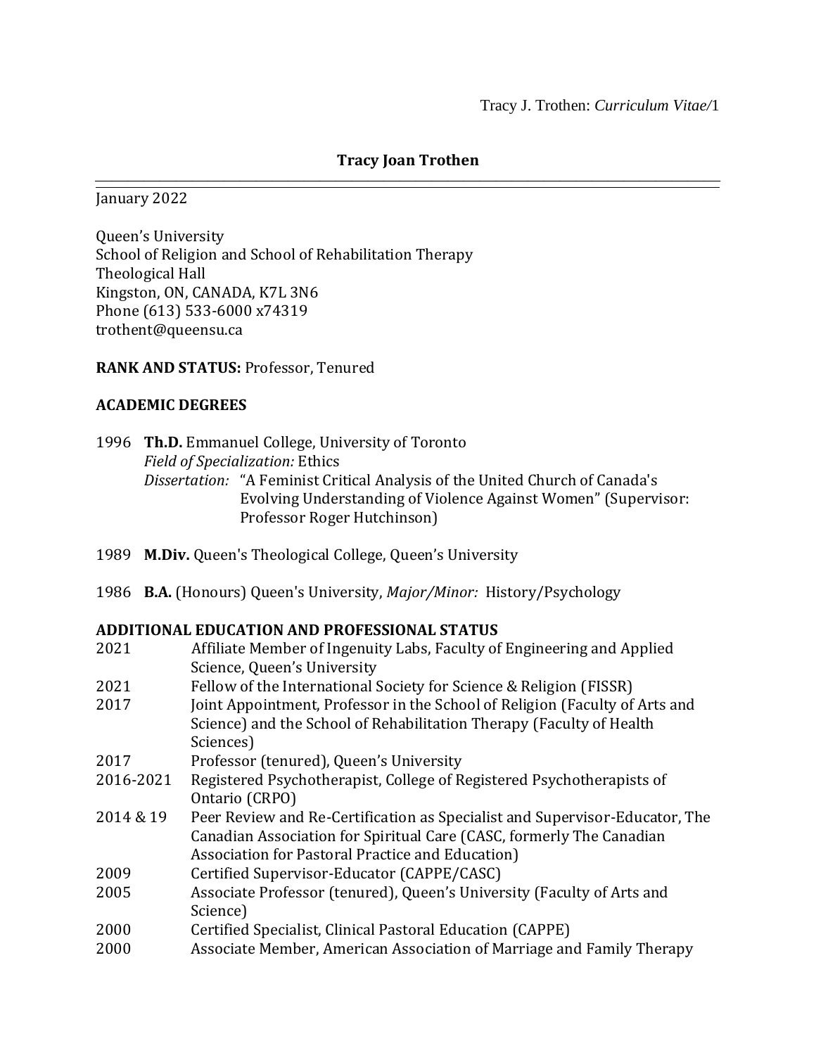# Tracy Joan Trothen

January 2022

Queen's University
School of Religion and School of Rehabilitation Therapy
Theological Hall
Kingston, ON, CANADA, K7L 3N6
Phone (613) 533-6000 x74319
trothent@queensu.ca

**RANK AND STATUS:** Professor, Tenured

## ACADEMIC DEGREES

1996 **Th.D.** Emmanuel College, University of Toronto
*Field of Specialization:* Ethics
*Dissertation:* "A Feminist Critical Analysis of the United Church of Canada's Evolving Understanding of Violence Against Women" (Supervisor: Professor Roger Hutchinson)

1989 **M.Div.** Queen's Theological College, Queen's University

1986 **B.A.** (Honours) Queen's University, *Major/Minor:* History/Psychology

## ADDITIONAL EDUCATION AND PROFESSIONAL STATUS

| | |
|---|---|
| 2021 | Affiliate Member of Ingenuity Labs, Faculty of Engineering and Applied Science, Queen's University |
| 2021 | Fellow of the International Society for Science & Religion (FISSR) |
| 2017 | Joint Appointment, Professor in the School of Religion (Faculty of Arts and Science) and the School of Rehabilitation Therapy (Faculty of Health Sciences) |
| 2017 | Professor (tenured), Queen's University |
| 2016-2021 | Registered Psychotherapist, College of Registered Psychotherapists of Ontario (CRPO) |
| 2014 & 19 | Peer Review and Re-Certification as Specialist and Supervisor-Educator, The Canadian Association for Spiritual Care (CASC, formerly The Canadian Association for Pastoral Practice and Education) |
| 2009 | Certified Supervisor-Educator (CAPPE/CASC) |
| 2005 | Associate Professor (tenured), Queen's University (Faculty of Arts and Science) |
| 2000 | Certified Specialist, Clinical Pastoral Education (CAPPE) |
| 2000 | Associate Member, American Association of Marriage and Family Therapy |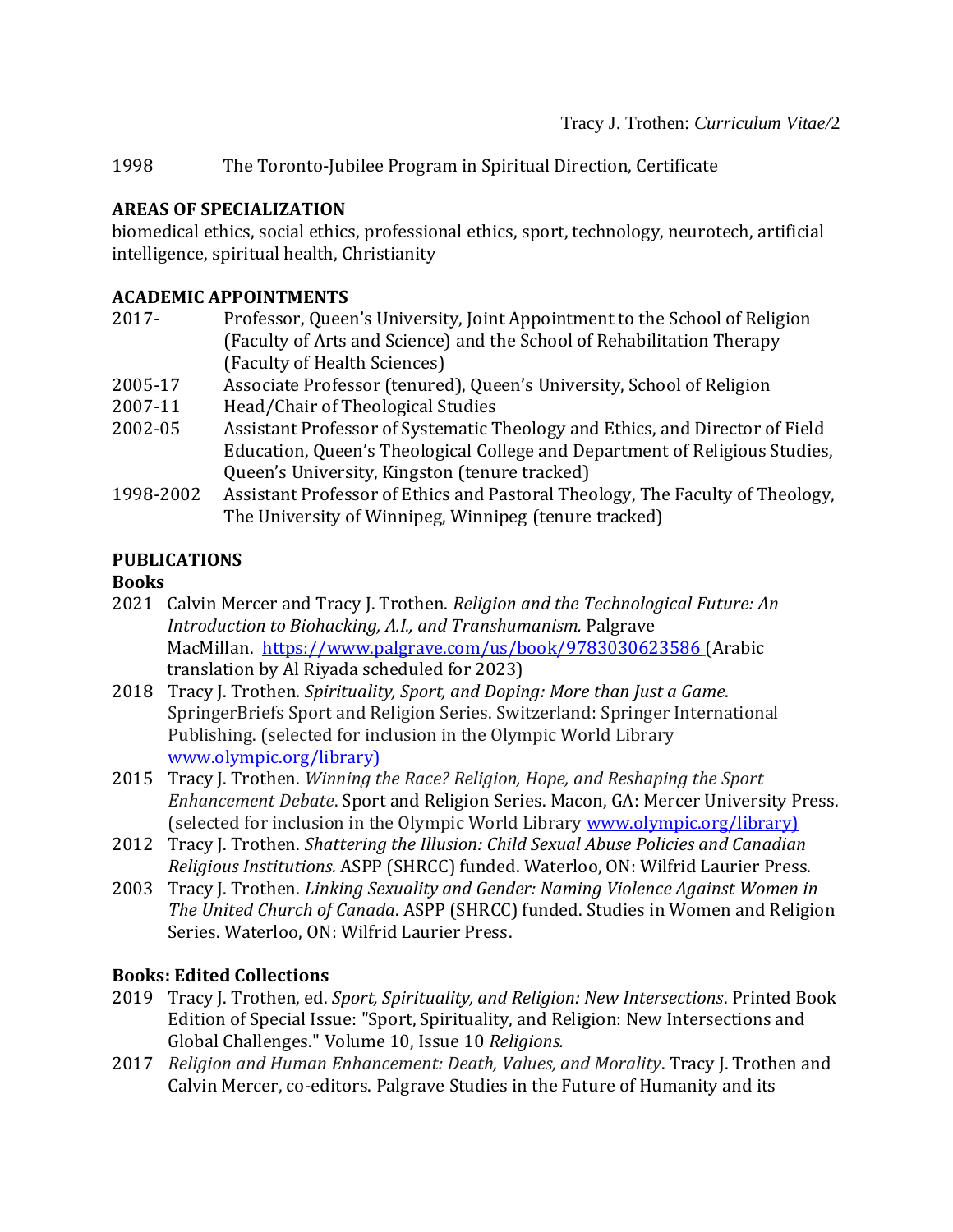1998 The Toronto-Jubilee Program in Spiritual Direction, Certificate

## AREAS OF SPECIALIZATION

biomedical ethics, social ethics, professional ethics, sport, technology, neurotech, artificial intelligence, spiritual health, Christianity

## ACADEMIC APPOINTMENTS

2017- Professor, Queen's University, Joint Appointment to the School of Religion (Faculty of Arts and Science) and the School of Rehabilitation Therapy (Faculty of Health Sciences)

2005-17 Associate Professor (tenured), Queen's University, School of Religion

2007-11 Head/Chair of Theological Studies

2002-05 Assistant Professor of Systematic Theology and Ethics, and Director of Field Education, Queen's Theological College and Department of Religious Studies, Queen's University, Kingston (tenure tracked)

1998-2002 Assistant Professor of Ethics and Pastoral Theology, The Faculty of Theology, The University of Winnipeg, Winnipeg (tenure tracked)

## PUBLICATIONS

### Books

2021 Calvin Mercer and Tracy J. Trothen. *Religion and the Technological Future: An Introduction to Biohacking, A.I., and Transhumanism.* Palgrave MacMillan. https://www.palgrave.com/us/book/9783030623586 (Arabic translation by Al Riyada scheduled for 2023)

2018 Tracy J. Trothen. *Spirituality, Sport, and Doping: More than Just a Game*. SpringerBriefs Sport and Religion Series. Switzerland: Springer International Publishing. (selected for inclusion in the Olympic World Library www.olympic.org/library)

2015 Tracy J. Trothen. *Winning the Race? Religion, Hope, and Reshaping the Sport Enhancement Debate*. Sport and Religion Series. Macon, GA: Mercer University Press. (selected for inclusion in the Olympic World Library www.olympic.org/library)

2012 Tracy J. Trothen. *Shattering the Illusion: Child Sexual Abuse Policies and Canadian Religious Institutions.* ASPP (SHRCC) funded. Waterloo, ON: Wilfrid Laurier Press.

2003 Tracy J. Trothen. *Linking Sexuality and Gender: Naming Violence Against Women in The United Church of Canada*. ASPP (SHRCC) funded. Studies in Women and Religion Series. Waterloo, ON: Wilfrid Laurier Press.

### Books: Edited Collections

2019 Tracy J. Trothen, ed. *Sport, Spirituality, and Religion: New Intersections*. Printed Book Edition of Special Issue: "Sport, Spirituality, and Religion: New Intersections and Global Challenges." Volume 10, Issue 10 *Religions.*

2017 *Religion and Human Enhancement: Death, Values, and Morality*. Tracy J. Trothen and Calvin Mercer, co-editors. Palgrave Studies in the Future of Humanity and its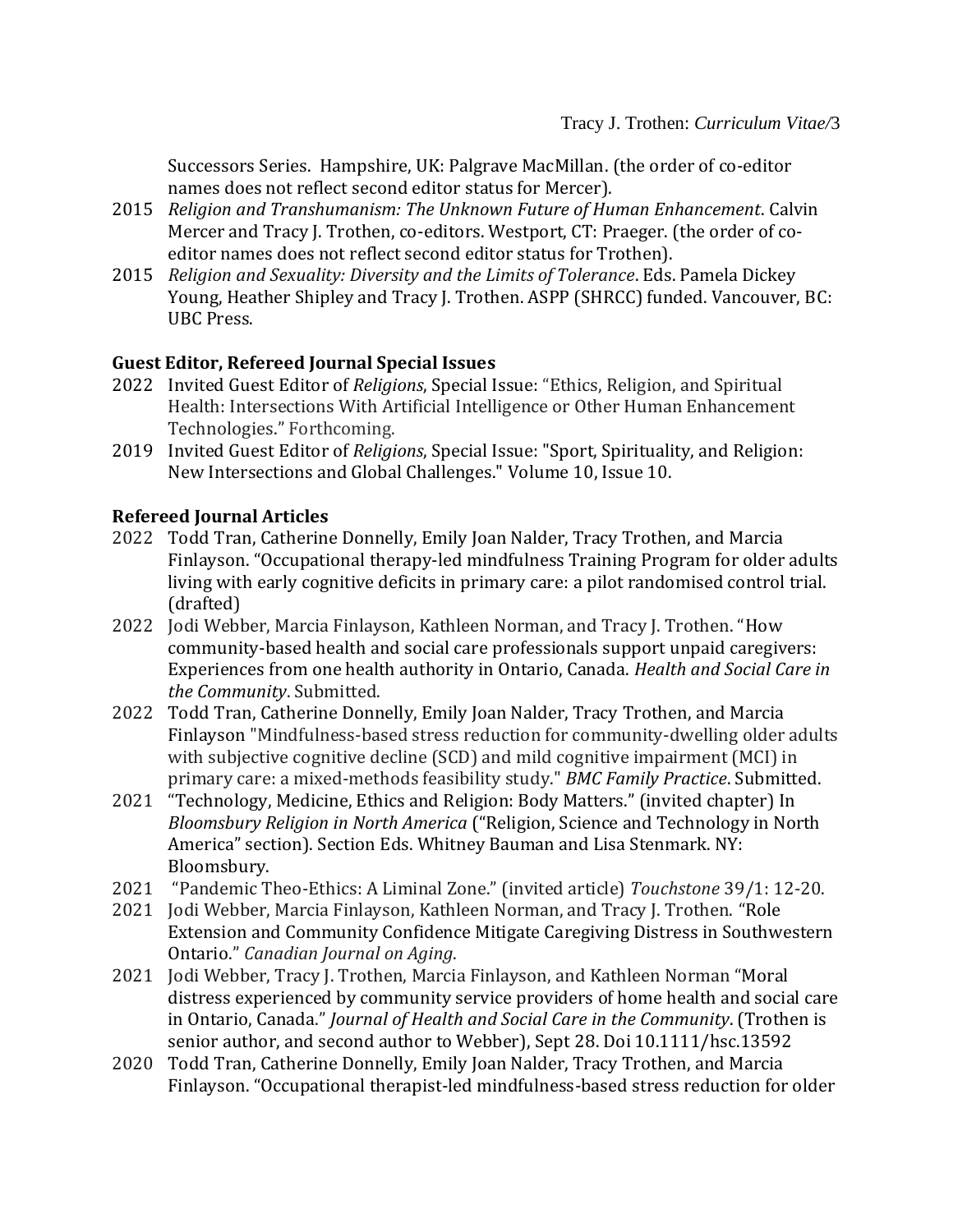Successors Series. Hampshire, UK: Palgrave MacMillan. (the order of co-editor names does not reflect second editor status for Mercer).

2015 *Religion and Transhumanism: The Unknown Future of Human Enhancement*. Calvin Mercer and Tracy J. Trothen, co-editors. Westport, CT: Praeger. (the order of co-editor names does not reflect second editor status for Trothen).

2015 *Religion and Sexuality: Diversity and the Limits of Tolerance*. Eds. Pamela Dickey Young, Heather Shipley and Tracy J. Trothen. ASPP (SHRCC) funded. Vancouver, BC: UBC Press.

**Guest Editor, Refereed Journal Special Issues**

2022 Invited Guest Editor of *Religions*, Special Issue: "Ethics, Religion, and Spiritual Health: Intersections With Artificial Intelligence or Other Human Enhancement Technologies." Forthcoming.

2019 Invited Guest Editor of *Religions*, Special Issue: "Sport, Spirituality, and Religion: New Intersections and Global Challenges." Volume 10, Issue 10.

**Refereed Journal Articles**

2022 Todd Tran, Catherine Donnelly, Emily Joan Nalder, Tracy Trothen, and Marcia Finlayson. "Occupational therapy-led mindfulness Training Program for older adults living with early cognitive deficits in primary care: a pilot randomised control trial. (drafted)

2022 Jodi Webber, Marcia Finlayson, Kathleen Norman, and Tracy J. Trothen. "How community-based health and social care professionals support unpaid caregivers: Experiences from one health authority in Ontario, Canada. *Health and Social Care in the Community*. Submitted.

2022 Todd Tran, Catherine Donnelly, Emily Joan Nalder, Tracy Trothen, and Marcia Finlayson "Mindfulness-based stress reduction for community-dwelling older adults with subjective cognitive decline (SCD) and mild cognitive impairment (MCI) in primary care: a mixed-methods feasibility study." *BMC Family Practice*. Submitted.

2021 "Technology, Medicine, Ethics and Religion: Body Matters." (invited chapter) In *Bloomsbury Religion in North America* ("Religion, Science and Technology in North America" section). Section Eds. Whitney Bauman and Lisa Stenmark. NY: Bloomsbury.

2021 "Pandemic Theo-Ethics: A Liminal Zone." (invited article) *Touchstone* 39/1: 12-20.

2021 Jodi Webber, Marcia Finlayson, Kathleen Norman, and Tracy J. Trothen. "Role Extension and Community Confidence Mitigate Caregiving Distress in Southwestern Ontario." *Canadian Journal on Aging*.

2021 Jodi Webber, Tracy J. Trothen, Marcia Finlayson, and Kathleen Norman "Moral distress experienced by community service providers of home health and social care in Ontario, Canada." *Journal of Health and Social Care in the Community*. (Trothen is senior author, and second author to Webber), Sept 28. Doi 10.1111/hsc.13592

2020 Todd Tran, Catherine Donnelly, Emily Joan Nalder, Tracy Trothen, and Marcia Finlayson. "Occupational therapist-led mindfulness-based stress reduction for older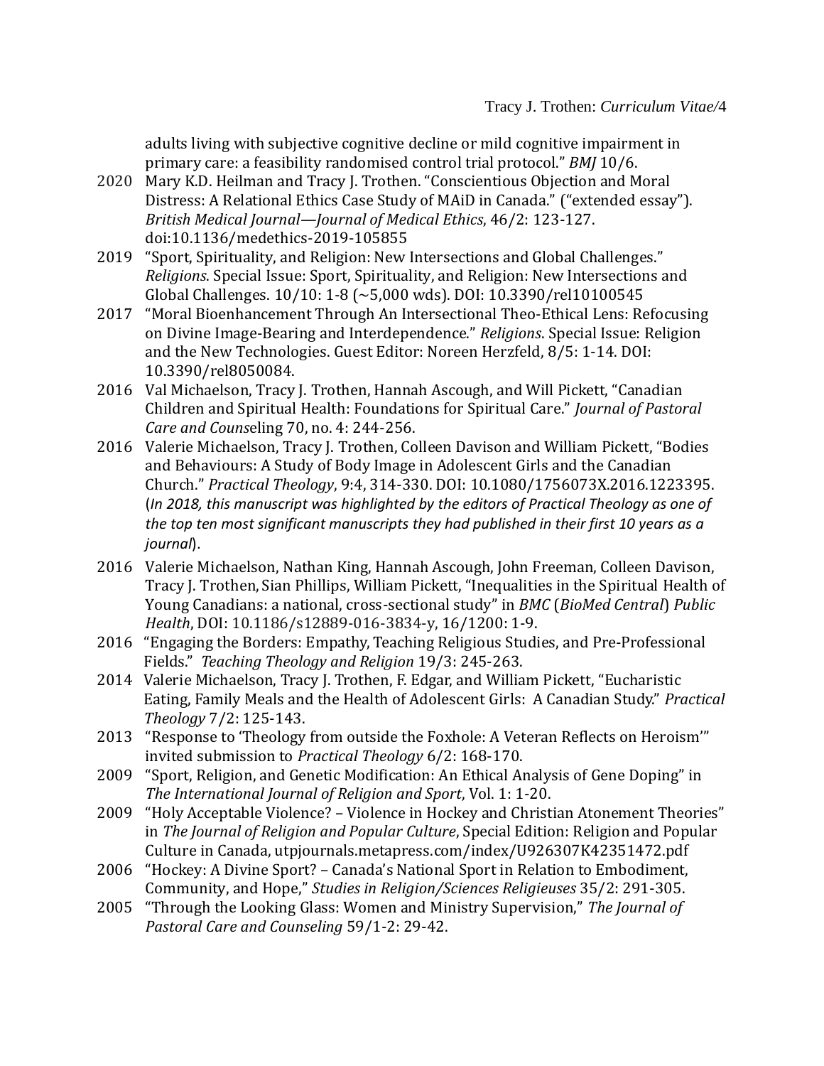adults living with subjective cognitive decline or mild cognitive impairment in primary care: a feasibility randomised control trial protocol." *BMJ* 10/6.

2020 Mary K.D. Heilman and Tracy J. Trothen. "Conscientious Objection and Moral Distress: A Relational Ethics Case Study of MAiD in Canada." ("extended essay"). *British Medical Journal—Journal of Medical Ethics*, 46/2: 123-127. doi:10.1136/medethics-2019-105855

2019 "Sport, Spirituality, and Religion: New Intersections and Global Challenges." *Religions*. Special Issue: Sport, Spirituality, and Religion: New Intersections and Global Challenges. 10/10: 1-8 (~5,000 wds). DOI: 10.3390/rel10100545

2017 "Moral Bioenhancement Through An Intersectional Theo-Ethical Lens: Refocusing on Divine Image-Bearing and Interdependence." *Religions*. Special Issue: Religion and the New Technologies. Guest Editor: Noreen Herzfeld, 8/5: 1-14. DOI: 10.3390/rel8050084.

2016 Val Michaelson, Tracy J. Trothen, Hannah Ascough, and Will Pickett, "Canadian Children and Spiritual Health: Foundations for Spiritual Care." *Journal of Pastoral Care and Couns*eling 70, no. 4: 244-256.

2016 Valerie Michaelson, Tracy J. Trothen, Colleen Davison and William Pickett, "Bodies and Behaviours: A Study of Body Image in Adolescent Girls and the Canadian Church." *Practical Theology*, 9:4, 314-330. DOI: 10.1080/1756073X.2016.1223395. (*In 2018, this manuscript was highlighted by the editors of Practical Theology as one of the top ten most significant manuscripts they had published in their first 10 years as a journal*).

2016 Valerie Michaelson, Nathan King, Hannah Ascough, John Freeman, Colleen Davison, Tracy J. Trothen, Sian Phillips, William Pickett, "Inequalities in the Spiritual Health of Young Canadians: a national, cross-sectional study" in *BMC* (*BioMed Central*) *Public Health*, DOI: 10.1186/s12889-016-3834-y, 16/1200: 1-9.

2016 "Engaging the Borders: Empathy, Teaching Religious Studies, and Pre-Professional Fields." *Teaching Theology and Religion* 19/3: 245-263.

2014 Valerie Michaelson, Tracy J. Trothen, F. Edgar, and William Pickett, "Eucharistic Eating, Family Meals and the Health of Adolescent Girls: A Canadian Study." *Practical Theology* 7/2: 125-143.

2013 "Response to 'Theology from outside the Foxhole: A Veteran Reflects on Heroism'" invited submission to *Practical Theology* 6/2: 168-170.

2009 "Sport, Religion, and Genetic Modification: An Ethical Analysis of Gene Doping" in *The International Journal of Religion and Sport*, Vol. 1: 1-20.

2009 "Holy Acceptable Violence? – Violence in Hockey and Christian Atonement Theories" in *The Journal of Religion and Popular Culture*, Special Edition: Religion and Popular Culture in Canada, utpjournals.metapress.com/index/U926307K42351472.pdf

2006 "Hockey: A Divine Sport? – Canada's National Sport in Relation to Embodiment, Community, and Hope," *Studies in Religion/Sciences Religieuses* 35/2: 291-305.

2005 "Through the Looking Glass: Women and Ministry Supervision," *The Journal of Pastoral Care and Counseling* 59/1-2: 29-42.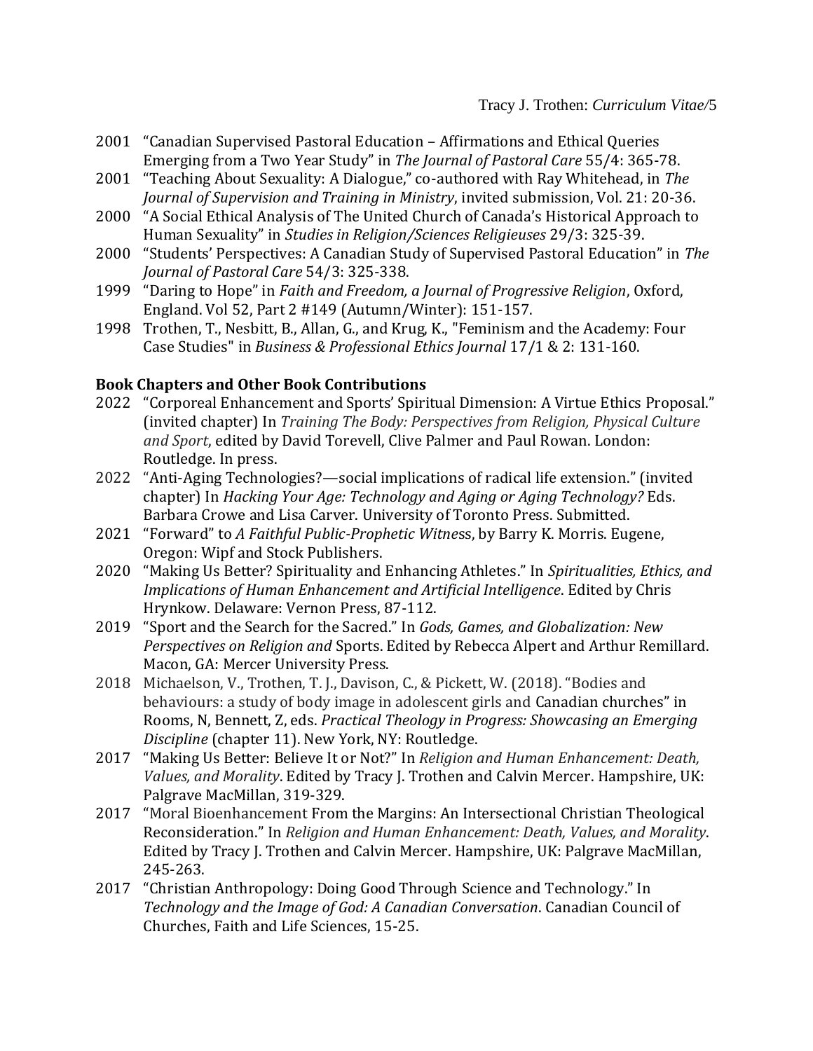2001 "Canadian Supervised Pastoral Education – Affirmations and Ethical Queries Emerging from a Two Year Study" in *The Journal of Pastoral Care* 55/4: 365-78.

2001 "Teaching About Sexuality: A Dialogue," co-authored with Ray Whitehead, in *The Journal of Supervision and Training in Ministry*, invited submission, Vol. 21: 20-36.

2000 "A Social Ethical Analysis of The United Church of Canada's Historical Approach to Human Sexuality" in *Studies in Religion/Sciences Religieuses* 29/3: 325-39.

2000 "Students' Perspectives: A Canadian Study of Supervised Pastoral Education" in *The Journal of Pastoral Care* 54/3: 325-338.

1999 "Daring to Hope" in *Faith and Freedom, a Journal of Progressive Religion*, Oxford, England. Vol 52, Part 2 #149 (Autumn/Winter): 151-157.

1998 Trothen, T., Nesbitt, B., Allan, G., and Krug, K., "Feminism and the Academy: Four Case Studies" in *Business & Professional Ethics Journal* 17/1 & 2: 131-160.

**Book Chapters and Other Book Contributions**

2022 "Corporeal Enhancement and Sports' Spiritual Dimension: A Virtue Ethics Proposal." (invited chapter) In *Training The Body: Perspectives from Religion, Physical Culture and Sport*, edited by David Torevell, Clive Palmer and Paul Rowan. London: Routledge. In press.

2022 "Anti-Aging Technologies?—social implications of radical life extension." (invited chapter) In *Hacking Your Age: Technology and Aging or Aging Technology?* Eds. Barbara Crowe and Lisa Carver. University of Toronto Press. Submitted.

2021 "Forward" to *A Faithful Public-Prophetic Witness*, by Barry K. Morris. Eugene, Oregon: Wipf and Stock Publishers.

2020 "Making Us Better? Spirituality and Enhancing Athletes." In *Spiritualities, Ethics, and Implications of Human Enhancement and Artificial Intelligence*. Edited by Chris Hrynkow. Delaware: Vernon Press, 87-112.

2019 "Sport and the Search for the Sacred." In *Gods, Games, and Globalization: New Perspectives on Religion and* Sports. Edited by Rebecca Alpert and Arthur Remillard. Macon, GA: Mercer University Press.

2018 Michaelson, V., Trothen, T. J., Davison, C., & Pickett, W. (2018). "Bodies and behaviours: a study of body image in adolescent girls and Canadian churches" in Rooms, N, Bennett, Z, eds. *Practical Theology in Progress: Showcasing an Emerging Discipline* (chapter 11). New York, NY: Routledge.

2017 "Making Us Better: Believe It or Not?" In *Religion and Human Enhancement: Death, Values, and Morality*. Edited by Tracy J. Trothen and Calvin Mercer. Hampshire, UK: Palgrave MacMillan, 319-329.

2017 "Moral Bioenhancement From the Margins: An Intersectional Christian Theological Reconsideration." In *Religion and Human Enhancement: Death, Values, and Morality*. Edited by Tracy J. Trothen and Calvin Mercer. Hampshire, UK: Palgrave MacMillan, 245-263.

2017 "Christian Anthropology: Doing Good Through Science and Technology." In *Technology and the Image of God: A Canadian Conversation*. Canadian Council of Churches, Faith and Life Sciences, 15-25.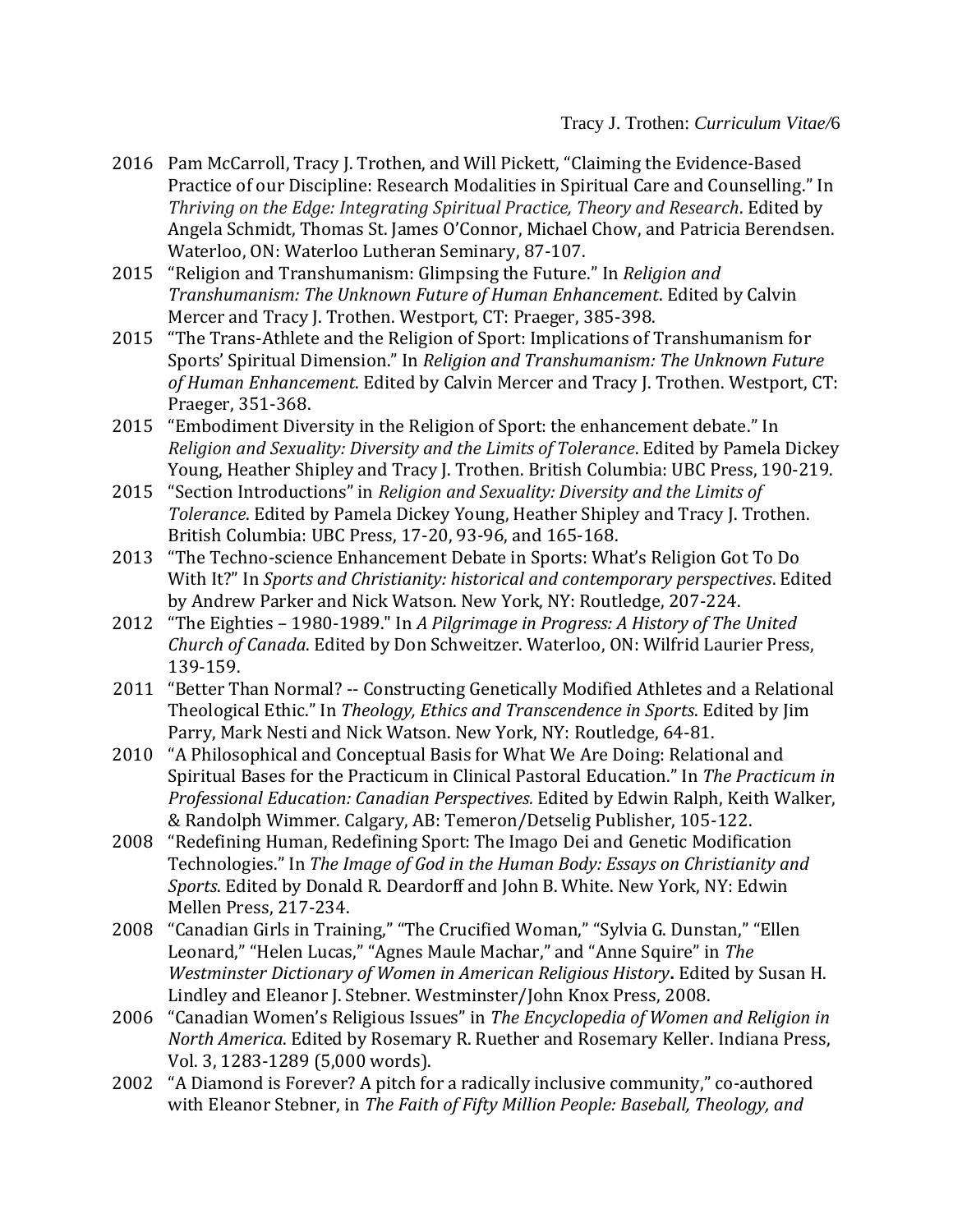2016 Pam McCarroll, Tracy J. Trothen, and Will Pickett, "Claiming the Evidence-Based Practice of our Discipline: Research Modalities in Spiritual Care and Counselling." In *Thriving on the Edge: Integrating Spiritual Practice, Theory and Research*. Edited by Angela Schmidt, Thomas St. James O'Connor, Michael Chow, and Patricia Berendsen. Waterloo, ON: Waterloo Lutheran Seminary, 87-107.

2015 "Religion and Transhumanism: Glimpsing the Future." In *Religion and Transhumanism: The Unknown Future of Human Enhancement*. Edited by Calvin Mercer and Tracy J. Trothen. Westport, CT: Praeger, 385-398.

2015 "The Trans-Athlete and the Religion of Sport: Implications of Transhumanism for Sports' Spiritual Dimension." In *Religion and Transhumanism: The Unknown Future of Human Enhancement*. Edited by Calvin Mercer and Tracy J. Trothen. Westport, CT: Praeger, 351-368.

2015 "Embodiment Diversity in the Religion of Sport: the enhancement debate." In *Religion and Sexuality: Diversity and the Limits of Tolerance*. Edited by Pamela Dickey Young, Heather Shipley and Tracy J. Trothen. British Columbia: UBC Press, 190-219.

2015 "Section Introductions" in *Religion and Sexuality: Diversity and the Limits of Tolerance*. Edited by Pamela Dickey Young, Heather Shipley and Tracy J. Trothen. British Columbia: UBC Press, 17-20, 93-96, and 165-168.

2013 "The Techno-science Enhancement Debate in Sports: What's Religion Got To Do With It?" In *Sports and Christianity: historical and contemporary perspectives*. Edited by Andrew Parker and Nick Watson. New York, NY: Routledge, 207-224.

2012 "The Eighties – 1980-1989." In *A Pilgrimage in Progress: A History of The United Church of Canada*. Edited by Don Schweitzer. Waterloo, ON: Wilfrid Laurier Press, 139-159.

2011 "Better Than Normal? -- Constructing Genetically Modified Athletes and a Relational Theological Ethic." In *Theology, Ethics and Transcendence in Sports*. Edited by Jim Parry, Mark Nesti and Nick Watson. New York, NY: Routledge, 64-81.

2010 "A Philosophical and Conceptual Basis for What We Are Doing: Relational and Spiritual Bases for the Practicum in Clinical Pastoral Education." In *The Practicum in Professional Education: Canadian Perspectives.* Edited by Edwin Ralph, Keith Walker, & Randolph Wimmer. Calgary, AB: Temeron/Detselig Publisher, 105-122.

2008 "Redefining Human, Redefining Sport: The Imago Dei and Genetic Modification Technologies." In *The Image of God in the Human Body: Essays on Christianity and Sports*. Edited by Donald R. Deardorff and John B. White. New York, NY: Edwin Mellen Press, 217-234.

2008 "Canadian Girls in Training," "The Crucified Woman," "Sylvia G. Dunstan," "Ellen Leonard," "Helen Lucas," "Agnes Maule Machar," and "Anne Squire" in *The Westminster Dictionary of Women in American Religious History***.** Edited by Susan H. Lindley and Eleanor J. Stebner. Westminster/John Knox Press, 2008.

2006 "Canadian Women's Religious Issues" in *The Encyclopedia of Women and Religion in North America*. Edited by Rosemary R. Ruether and Rosemary Keller. Indiana Press, Vol. 3, 1283-1289 (5,000 words).

2002 "A Diamond is Forever? A pitch for a radically inclusive community," co-authored with Eleanor Stebner, in *The Faith of Fifty Million People: Baseball, Theology, and*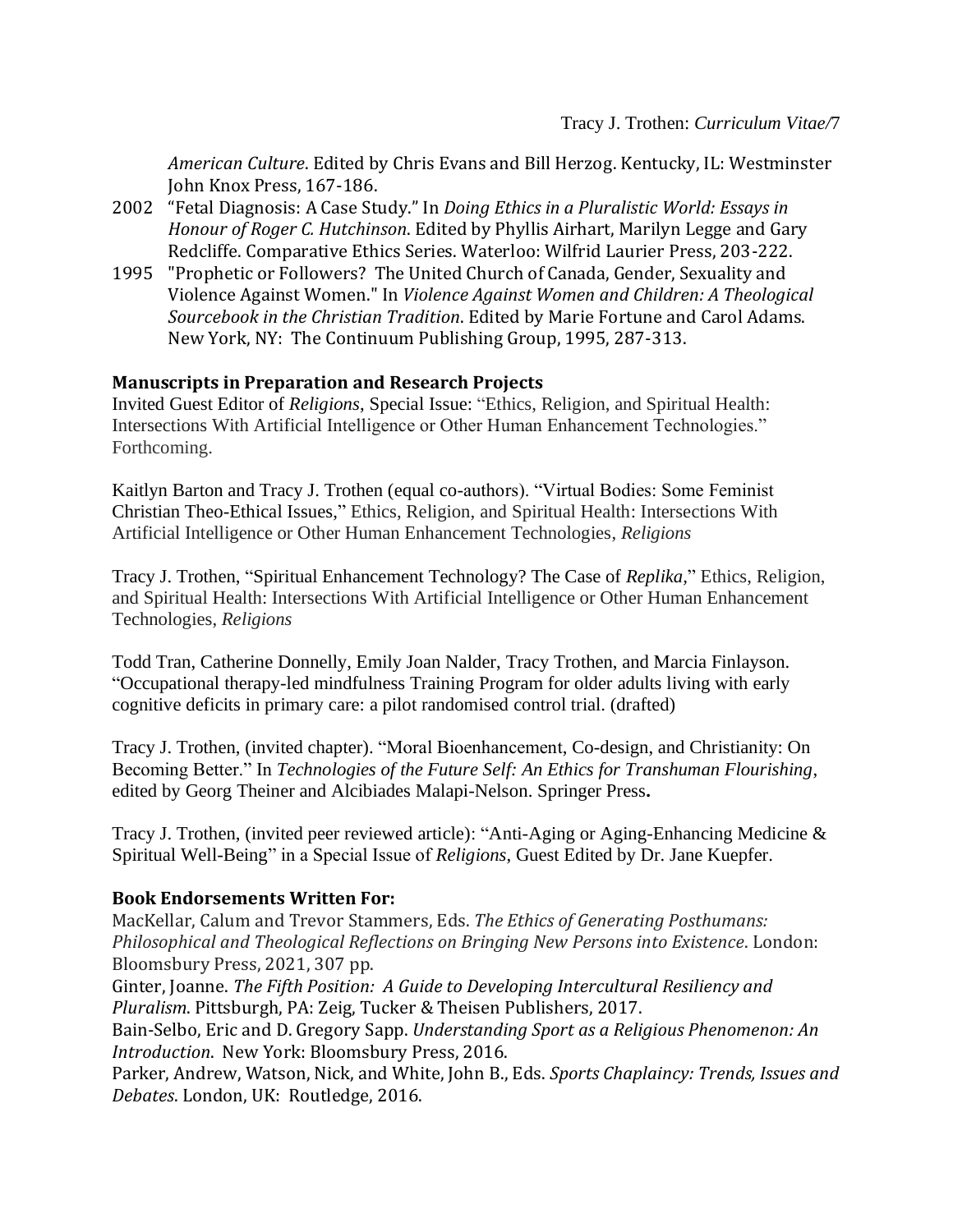*American Culture*. Edited by Chris Evans and Bill Herzog. Kentucky, IL: Westminster John Knox Press, 167-186.

2002 "Fetal Diagnosis: A Case Study." In *Doing Ethics in a Pluralistic World: Essays in Honour of Roger C. Hutchinson*. Edited by Phyllis Airhart, Marilyn Legge and Gary Redcliffe. Comparative Ethics Series. Waterloo: Wilfrid Laurier Press, 203-222.

1995 "Prophetic or Followers? The United Church of Canada, Gender, Sexuality and Violence Against Women." In *Violence Against Women and Children: A Theological Sourcebook in the Christian Tradition*. Edited by Marie Fortune and Carol Adams. New York, NY: The Continuum Publishing Group, 1995, 287-313.

**Manuscripts in Preparation and Research Projects**

Invited Guest Editor of *Religions*, Special Issue: "Ethics, Religion, and Spiritual Health: Intersections With Artificial Intelligence or Other Human Enhancement Technologies." Forthcoming.

Kaitlyn Barton and Tracy J. Trothen (equal co-authors). "Virtual Bodies: Some Feminist Christian Theo-Ethical Issues," Ethics, Religion, and Spiritual Health: Intersections With Artificial Intelligence or Other Human Enhancement Technologies, *Religions*

Tracy J. Trothen, "Spiritual Enhancement Technology? The Case of *Replika*," Ethics, Religion, and Spiritual Health: Intersections With Artificial Intelligence or Other Human Enhancement Technologies, *Religions*

Todd Tran, Catherine Donnelly, Emily Joan Nalder, Tracy Trothen, and Marcia Finlayson. "Occupational therapy-led mindfulness Training Program for older adults living with early cognitive deficits in primary care: a pilot randomised control trial. (drafted)

Tracy J. Trothen, (invited chapter). "Moral Bioenhancement, Co-design, and Christianity: On Becoming Better." In *Technologies of the Future Self: An Ethics for Transhuman Flourishing*, edited by Georg Theiner and Alcibiades Malapi-Nelson. Springer Press**.**

Tracy J. Trothen, (invited peer reviewed article): "Anti-Aging or Aging-Enhancing Medicine & Spiritual Well-Being" in a Special Issue of *Religions*, Guest Edited by Dr. Jane Kuepfer.

**Book Endorsements Written For:**

MacKellar, Calum and Trevor Stammers, Eds. *The Ethics of Generating Posthumans: Philosophical and Theological Reflections on Bringing New Persons into Existence*. London: Bloomsbury Press, 2021, 307 pp.
Ginter, Joanne. *The Fifth Position: A Guide to Developing Intercultural Resiliency and Pluralism*. Pittsburgh, PA: Zeig, Tucker & Theisen Publishers, 2017.
Bain-Selbo, Eric and D. Gregory Sapp. *Understanding Sport as a Religious Phenomenon: An Introduction*. New York: Bloomsbury Press, 2016.
Parker, Andrew, Watson, Nick, and White, John B., Eds. *Sports Chaplaincy: Trends, Issues and Debates*. London, UK: Routledge, 2016.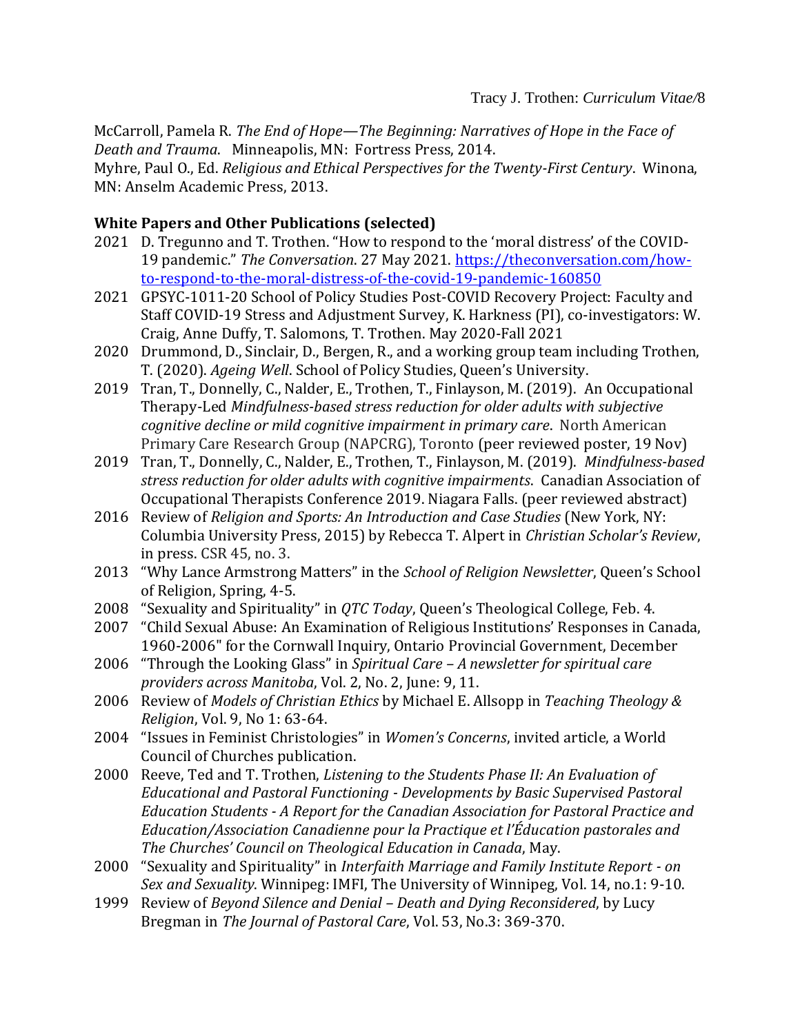McCarroll, Pamela R. *The End of Hope—The Beginning: Narratives of Hope in the Face of Death and Trauma*. Minneapolis, MN: Fortress Press, 2014.

Myhre, Paul O., Ed. *Religious and Ethical Perspectives for the Twenty-First Century*. Winona, MN: Anselm Academic Press, 2013.

**White Papers and Other Publications (selected)**

2021 D. Tregunno and T. Trothen. "How to respond to the 'moral distress' of the COVID-19 pandemic." *The Conversation*. 27 May 2021. [https://theconversation.com/how-to-respond-to-the-moral-distress-of-the-covid-19-pandemic-160850](https://theconversation.com/how-to-respond-to-the-moral-distress-of-the-covid-19-pandemic-160850)

2021 GPSYC-1011-20 School of Policy Studies Post-COVID Recovery Project: Faculty and Staff COVID-19 Stress and Adjustment Survey, K. Harkness (PI), co-investigators: W. Craig, Anne Duffy, T. Salomons, T. Trothen. May 2020-Fall 2021

2020 Drummond, D., Sinclair, D., Bergen, R., and a working group team including Trothen, T. (2020). *Ageing Well*. School of Policy Studies, Queen's University.

2019 Tran, T., Donnelly, C., Nalder, E., Trothen, T., Finlayson, M. (2019). An Occupational Therapy-Led *Mindfulness-based stress reduction for older adults with subjective cognitive decline or mild cognitive impairment in primary care*. North American Primary Care Research Group (NAPCRG), Toronto (peer reviewed poster, 19 Nov)

2019 Tran, T., Donnelly, C., Nalder, E., Trothen, T., Finlayson, M. (2019). *Mindfulness-based stress reduction for older adults with cognitive impairments*. Canadian Association of Occupational Therapists Conference 2019. Niagara Falls. (peer reviewed abstract)

2016 Review of *Religion and Sports: An Introduction and Case Studies* (New York, NY: Columbia University Press, 2015) by Rebecca T. Alpert in *Christian Scholar's Review*, in press. CSR 45, no. 3.

2013 "Why Lance Armstrong Matters" in the *School of Religion Newsletter*, Queen's School of Religion, Spring, 4-5.

2008 "Sexuality and Spirituality" in *QTC Today*, Queen's Theological College, Feb. 4.

2007 "Child Sexual Abuse: An Examination of Religious Institutions' Responses in Canada, 1960-2006" for the Cornwall Inquiry, Ontario Provincial Government, December

2006 "Through the Looking Glass" in *Spiritual Care – A newsletter for spiritual care providers across Manitoba*, Vol. 2, No. 2, June: 9, 11.

2006 Review of *Models of Christian Ethics* by Michael E. Allsopp in *Teaching Theology & Religion*, Vol. 9, No 1: 63-64.

2004 "Issues in Feminist Christologies" in *Women's Concerns*, invited article, a World Council of Churches publication.

2000 Reeve, Ted and T. Trothen, *Listening to the Students Phase II: An Evaluation of Educational and Pastoral Functioning - Developments by Basic Supervised Pastoral Education Students - A Report for the Canadian Association for Pastoral Practice and Education/Association Canadienne pour la Practique et l'Éducation pastorales and The Churches' Council on Theological Education in Canada*, May.

2000 "Sexuality and Spirituality" in *Interfaith Marriage and Family Institute Report - on Sex and Sexuality*. Winnipeg: IMFI, The University of Winnipeg, Vol. 14, no.1: 9-10.

1999 Review of *Beyond Silence and Denial – Death and Dying Reconsidered*, by Lucy Bregman in *The Journal of Pastoral Care*, Vol. 53, No.3: 369-370.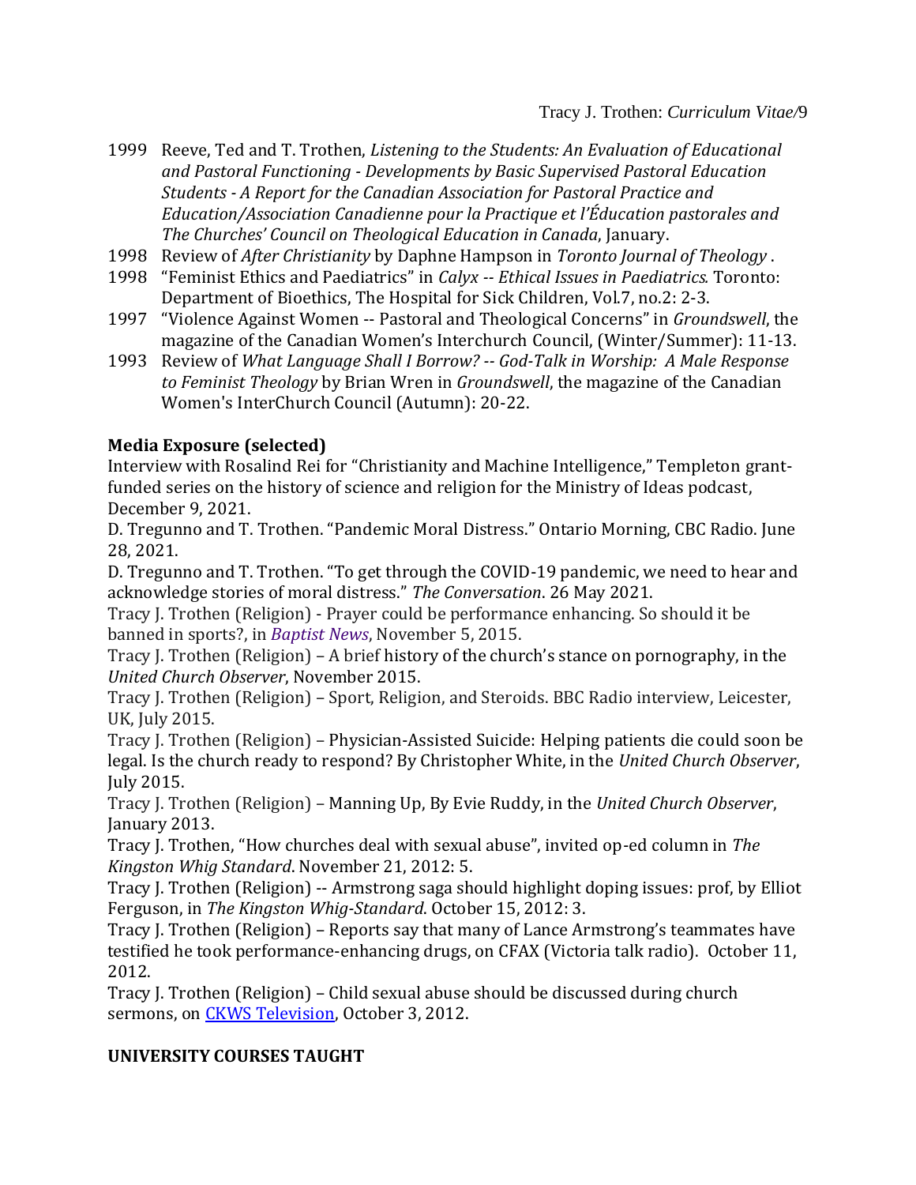1999 Reeve, Ted and T. Trothen, *Listening to the Students: An Evaluation of Educational and Pastoral Functioning - Developments by Basic Supervised Pastoral Education Students - A Report for the Canadian Association for Pastoral Practice and Education/Association Canadienne pour la Practique et l'Éducation pastorales and The Churches' Council on Theological Education in Canada*, January.

1998 Review of *After Christianity* by Daphne Hampson in *Toronto Journal of Theology* .

1998 "Feminist Ethics and Paediatrics" in *Calyx -- Ethical Issues in Paediatrics.* Toronto: Department of Bioethics, The Hospital for Sick Children, Vol.7, no.2: 2-3.

1997 "Violence Against Women -- Pastoral and Theological Concerns" in *Groundswell*, the magazine of the Canadian Women's Interchurch Council, (Winter/Summer): 11-13.

1993 Review of *What Language Shall I Borrow? -- God-Talk in Worship: A Male Response to Feminist Theology* by Brian Wren in *Groundswell*, the magazine of the Canadian Women's InterChurch Council (Autumn): 20-22.

**Media Exposure (selected)**

Interview with Rosalind Rei for "Christianity and Machine Intelligence," Templeton grant-funded series on the history of science and religion for the Ministry of Ideas podcast, December 9, 2021.

D. Tregunno and T. Trothen. "Pandemic Moral Distress." Ontario Morning, CBC Radio. June 28, 2021.

D. Tregunno and T. Trothen. "To get through the COVID-19 pandemic, we need to hear and acknowledge stories of moral distress." *The Conversation*. 26 May 2021.

Tracy J. Trothen (Religion) - Prayer could be performance enhancing. So should it be banned in sports?, in *Baptist News*, November 5, 2015.

Tracy J. Trothen (Religion) – A brief history of the church's stance on pornography, in the *United Church Observer*, November 2015.

Tracy J. Trothen (Religion) – Sport, Religion, and Steroids. BBC Radio interview, Leicester, UK, July 2015.

Tracy J. Trothen (Religion) – Physician-Assisted Suicide: Helping patients die could soon be legal. Is the church ready to respond? By Christopher White, in the *United Church Observer*, July 2015.

Tracy J. Trothen (Religion) – Manning Up, By Evie Ruddy, in the *United Church Observer*, January 2013.

Tracy J. Trothen, "How churches deal with sexual abuse", invited op-ed column in *The Kingston Whig Standard*. November 21, 2012: 5.

Tracy J. Trothen (Religion) -- Armstrong saga should highlight doping issues: prof, by Elliot Ferguson, in *The Kingston Whig-Standard*. October 15, 2012: 3.

Tracy J. Trothen (Religion) – Reports say that many of Lance Armstrong's teammates have testified he took performance-enhancing drugs, on CFAX (Victoria talk radio). October 11, 2012.

Tracy J. Trothen (Religion) – Child sexual abuse should be discussed during church sermons, on CKWS Television, October 3, 2012.

**UNIVERSITY COURSES TAUGHT**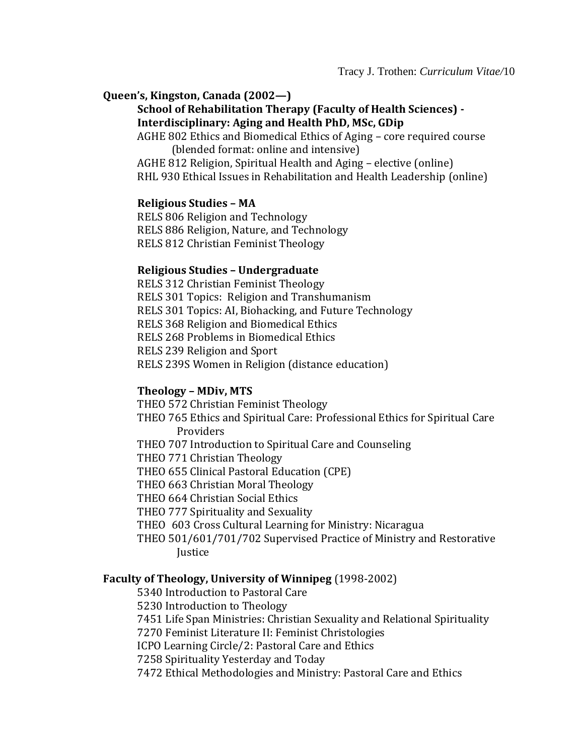**Queen's, Kingston, Canada (2002—)**

**School of Rehabilitation Therapy (Faculty of Health Sciences) - Interdisciplinary: Aging and Health PhD, MSc, GDip**

AGHE 802 Ethics and Biomedical Ethics of Aging – core required course (blended format: online and intensive)
AGHE 812 Religion, Spiritual Health and Aging – elective (online)
RHL 930 Ethical Issues in Rehabilitation and Health Leadership (online)

**Religious Studies – MA**

RELS 806 Religion and Technology
RELS 886 Religion, Nature, and Technology
RELS 812 Christian Feminist Theology

**Religious Studies – Undergraduate**

RELS 312 Christian Feminist Theology
RELS 301 Topics: Religion and Transhumanism
RELS 301 Topics: AI, Biohacking, and Future Technology
RELS 368 Religion and Biomedical Ethics
RELS 268 Problems in Biomedical Ethics
RELS 239 Religion and Sport
RELS 239S Women in Religion (distance education)

**Theology – MDiv, MTS**

THEO 572 Christian Feminist Theology
THEO 765 Ethics and Spiritual Care: Professional Ethics for Spiritual Care Providers
THEO 707 Introduction to Spiritual Care and Counseling
THEO 771 Christian Theology
THEO 655 Clinical Pastoral Education (CPE)
THEO 663 Christian Moral Theology
THEO 664 Christian Social Ethics
THEO 777 Spirituality and Sexuality
THEO 603 Cross Cultural Learning for Ministry: Nicaragua
THEO 501/601/701/702 Supervised Practice of Ministry and Restorative Justice

**Faculty of Theology, University of Winnipeg** (1998-2002)

5340 Introduction to Pastoral Care
5230 Introduction to Theology
7451 Life Span Ministries: Christian Sexuality and Relational Spirituality
7270 Feminist Literature II: Feminist Christologies
ICPO Learning Circle/2: Pastoral Care and Ethics
7258 Spirituality Yesterday and Today
7472 Ethical Methodologies and Ministry: Pastoral Care and Ethics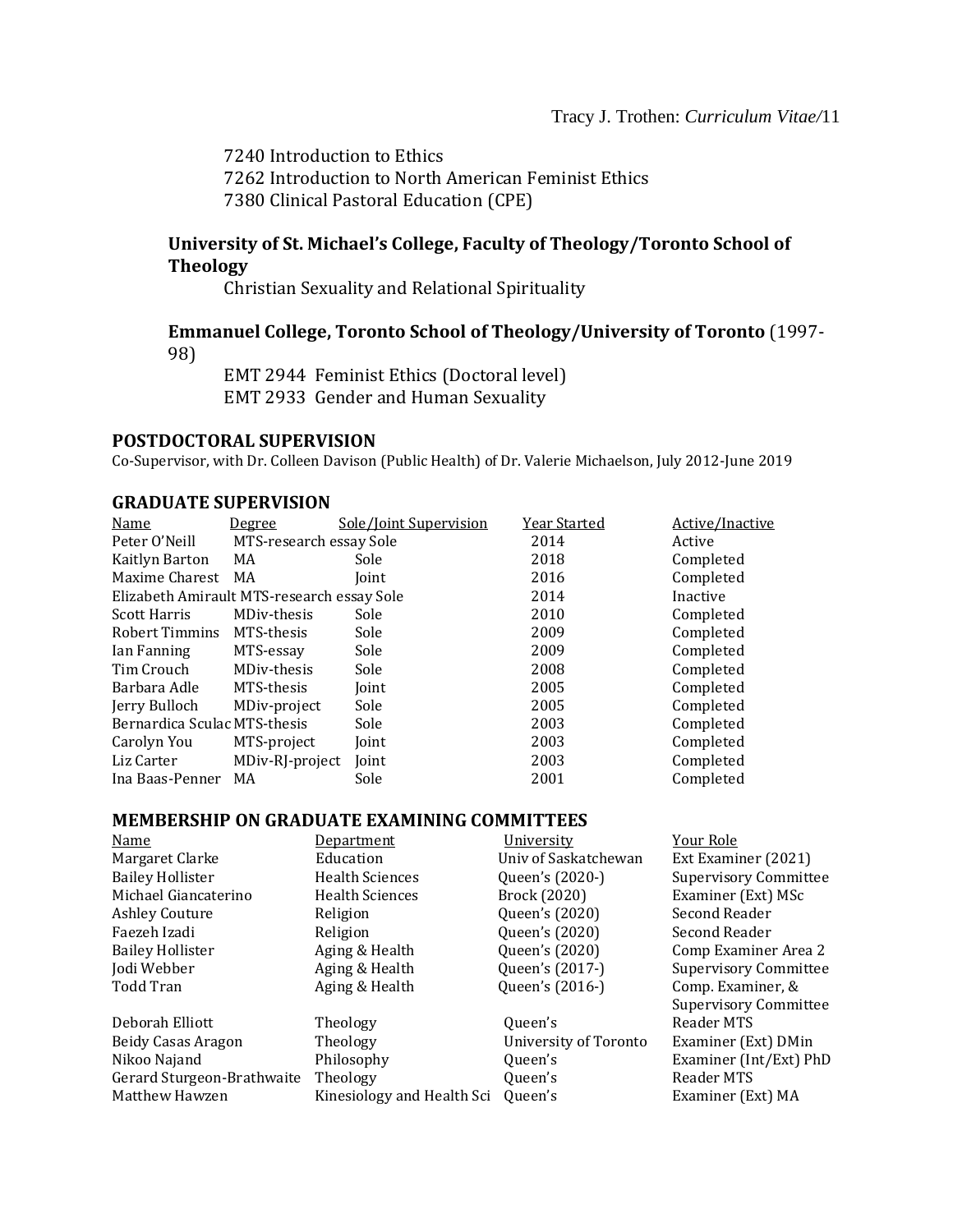7240 Introduction to Ethics
7262 Introduction to North American Feminist Ethics
7380 Clinical Pastoral Education (CPE)

**University of St. Michael's College, Faculty of Theology/Toronto School of Theology**

Christian Sexuality and Relational Spirituality

**Emmanuel College, Toronto School of Theology/University of Toronto** (1997-98)

EMT 2944 Feminist Ethics (Doctoral level)
EMT 2933 Gender and Human Sexuality

## POSTDOCTORAL SUPERVISION

Co-Supervisor, with Dr. Colleen Davison (Public Health) of Dr. Valerie Michaelson, July 2012-June 2019

## GRADUATE SUPERVISION

| Name | Degree | Sole/Joint Supervision | Year Started | Active/Inactive |
|---|---|---|---|---|
| Peter O'Neill | MTS-research essay | Sole | 2014 | Active |
| Kaitlyn Barton | MA | Sole | 2018 | Completed |
| Maxime Charest | MA | Joint | 2016 | Completed |
| Elizabeth Amirault | MTS-research essay | Sole | 2014 | Inactive |
| Scott Harris | MDiv-thesis | Sole | 2010 | Completed |
| Robert Timmins | MTS-thesis | Sole | 2009 | Completed |
| Ian Fanning | MTS-essay | Sole | 2009 | Completed |
| Tim Crouch | MDiv-thesis | Sole | 2008 | Completed |
| Barbara Adle | MTS-thesis | Joint | 2005 | Completed |
| Jerry Bulloch | MDiv-project | Sole | 2005 | Completed |
| Bernardica Sculac | MTS-thesis | Sole | 2003 | Completed |
| Carolyn You | MTS-project | Joint | 2003 | Completed |
| Liz Carter | MDiv-RJ-project | Joint | 2003 | Completed |
| Ina Baas-Penner | MA | Sole | 2001 | Completed |

## MEMBERSHIP ON GRADUATE EXAMINING COMMITTEES

| Name | Department | University | Your Role |
|---|---|---|---|
| Margaret Clarke | Education | Univ of Saskatchewan | Ext Examiner (2021) |
| Bailey Hollister | Health Sciences | Queen's (2020-) | Supervisory Committee |
| Michael Giancaterino | Health Sciences | Brock (2020) | Examiner (Ext) MSc |
| Ashley Couture | Religion | Queen's (2020) | Second Reader |
| Faezeh Izadi | Religion | Queen's (2020) | Second Reader |
| Bailey Hollister | Aging & Health | Queen's (2020) | Comp Examiner Area 2 |
| Jodi Webber | Aging & Health | Queen's (2017-) | Supervisory Committee |
| Todd Tran | Aging & Health | Queen's (2016-) | Comp. Examiner, & Supervisory Committee |
| Deborah Elliott | Theology | Queen's | Reader MTS |
| Beidy Casas Aragon | Theology | University of Toronto | Examiner (Ext) DMin |
| Nikoo Najand | Philosophy | Queen's | Examiner (Int/Ext) PhD |
| Gerard Sturgeon-Brathwaite | Theology | Queen's | Reader MTS |
| Matthew Hawzen | Kinesiology and Health Sci | Queen's | Examiner (Ext) MA |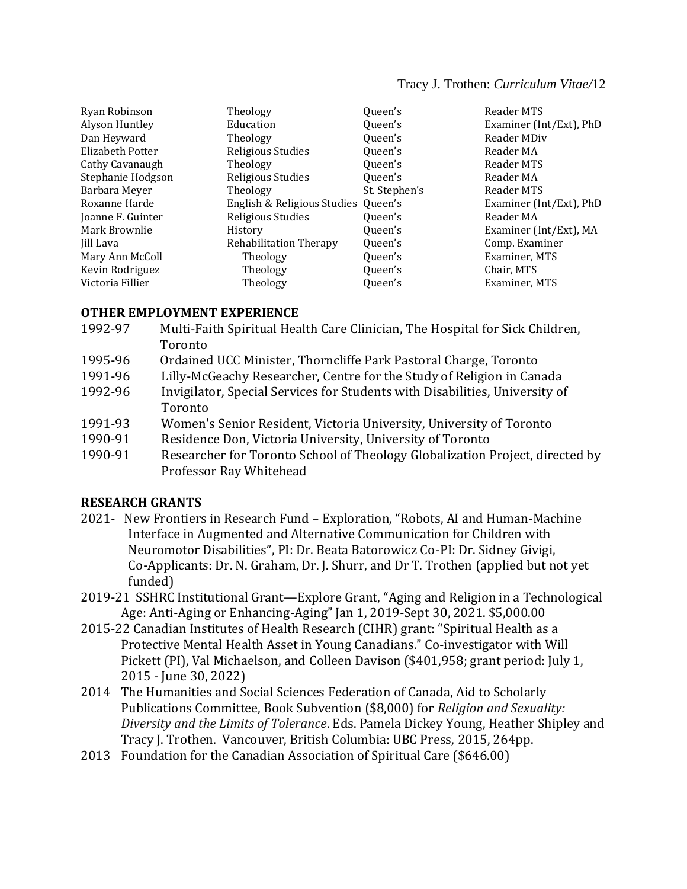| | | | |
|---|---|---|---|
| Ryan Robinson | Theology | Queen's | Reader MTS |
| Alyson Huntley | Education | Queen's | Examiner (Int/Ext), PhD |
| Dan Heyward | Theology | Queen's | Reader MDiv |
| Elizabeth Potter | Religious Studies | Queen's | Reader MA |
| Cathy Cavanaugh | Theology | Queen's | Reader MTS |
| Stephanie Hodgson | Religious Studies | Queen's | Reader MA |
| Barbara Meyer | Theology | St. Stephen's | Reader MTS |
| Roxanne Harde | English & Religious Studies | Queen's | Examiner (Int/Ext), PhD |
| Joanne F. Guinter | Religious Studies | Queen's | Reader MA |
| Mark Brownlie | History | Queen's | Examiner (Int/Ext), MA |
| Jill Lava | Rehabilitation Therapy | Queen's | Comp. Examiner |
| Mary Ann McColl | Theology | Queen's | Examiner, MTS |
| Kevin Rodriguez | Theology | Queen's | Chair, MTS |
| Victoria Fillier | Theology | Queen's | Examiner, MTS |

## OTHER EMPLOYMENT EXPERIENCE

1992-97 Multi-Faith Spiritual Health Care Clinician, The Hospital for Sick Children, Toronto
1995-96 Ordained UCC Minister, Thorncliffe Park Pastoral Charge, Toronto
1991-96 Lilly-McGeachy Researcher, Centre for the Study of Religion in Canada
1992-96 Invigilator, Special Services for Students with Disabilities, University of Toronto
1991-93 Women's Senior Resident, Victoria University, University of Toronto
1990-91 Residence Don, Victoria University, University of Toronto
1990-91 Researcher for Toronto School of Theology Globalization Project, directed by Professor Ray Whitehead

## RESEARCH GRANTS

2021- New Frontiers in Research Fund – Exploration, "Robots, AI and Human-Machine Interface in Augmented and Alternative Communication for Children with Neuromotor Disabilities", PI: Dr. Beata Batorowicz Co-PI: Dr. Sidney Givigi, Co-Applicants: Dr. N. Graham, Dr. J. Shurr, and Dr T. Trothen (applied but not yet funded)

2019-21 SSHRC Institutional Grant—Explore Grant, "Aging and Religion in a Technological Age: Anti-Aging or Enhancing-Aging" Jan 1, 2019-Sept 30, 2021. $5,000.00

2015-22 Canadian Institutes of Health Research (CIHR) grant: "Spiritual Health as a Protective Mental Health Asset in Young Canadians." Co-investigator with Will Pickett (PI), Val Michaelson, and Colleen Davison ($401,958; grant period: July 1, 2015 - June 30, 2022)

2014 The Humanities and Social Sciences Federation of Canada, Aid to Scholarly Publications Committee, Book Subvention ($8,000) for *Religion and Sexuality: Diversity and the Limits of Tolerance*. Eds. Pamela Dickey Young, Heather Shipley and Tracy J. Trothen. Vancouver, British Columbia: UBC Press, 2015, 264pp.

2013 Foundation for the Canadian Association of Spiritual Care ($646.00)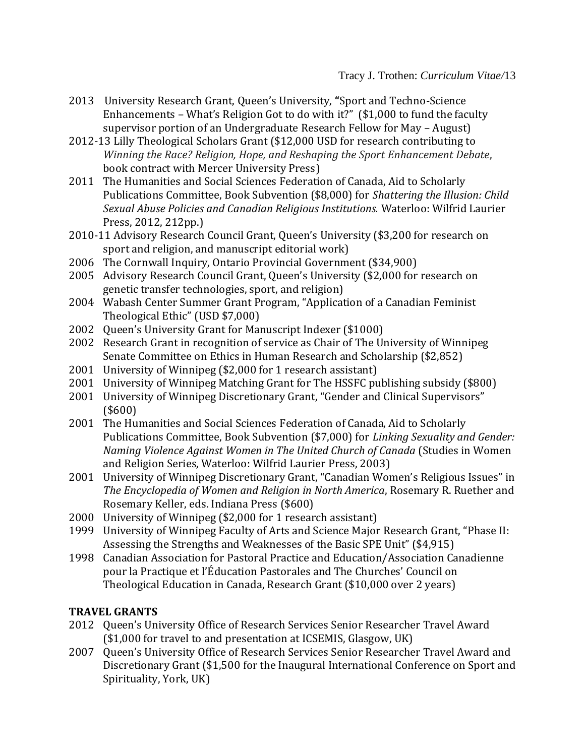2013 University Research Grant, Queen's University, "Sport and Techno-Science Enhancements – What's Religion Got to do with it?" ($1,000 to fund the faculty supervisor portion of an Undergraduate Research Fellow for May – August)

2012-13 Lilly Theological Scholars Grant ($12,000 USD for research contributing to *Winning the Race? Religion, Hope, and Reshaping the Sport Enhancement Debate*, book contract with Mercer University Press)

2011 The Humanities and Social Sciences Federation of Canada, Aid to Scholarly Publications Committee, Book Subvention ($8,000) for *Shattering the Illusion: Child Sexual Abuse Policies and Canadian Religious Institutions.* Waterloo: Wilfrid Laurier Press, 2012, 212pp.)

2010-11 Advisory Research Council Grant, Queen's University ($3,200 for research on sport and religion, and manuscript editorial work)

2006 The Cornwall Inquiry, Ontario Provincial Government ($34,900)

2005 Advisory Research Council Grant, Queen's University ($2,000 for research on genetic transfer technologies, sport, and religion)

2004 Wabash Center Summer Grant Program, "Application of a Canadian Feminist Theological Ethic" (USD $7,000)

2002 Queen's University Grant for Manuscript Indexer ($1000)

2002 Research Grant in recognition of service as Chair of The University of Winnipeg Senate Committee on Ethics in Human Research and Scholarship ($2,852)

2001 University of Winnipeg ($2,000 for 1 research assistant)

2001 University of Winnipeg Matching Grant for The HSSFC publishing subsidy ($800)

2001 University of Winnipeg Discretionary Grant, "Gender and Clinical Supervisors" ($600)

2001 The Humanities and Social Sciences Federation of Canada, Aid to Scholarly Publications Committee, Book Subvention ($7,000) for *Linking Sexuality and Gender: Naming Violence Against Women in The United Church of Canada* (Studies in Women and Religion Series, Waterloo: Wilfrid Laurier Press, 2003)

2001 University of Winnipeg Discretionary Grant, "Canadian Women's Religious Issues" in *The Encyclopedia of Women and Religion in North America*, Rosemary R. Ruether and Rosemary Keller, eds. Indiana Press ($600)

2000 University of Winnipeg ($2,000 for 1 research assistant)

1999 University of Winnipeg Faculty of Arts and Science Major Research Grant, "Phase II: Assessing the Strengths and Weaknesses of the Basic SPE Unit" ($4,915)

1998 Canadian Association for Pastoral Practice and Education/Association Canadienne pour la Practique et l'Éducation Pastorales and The Churches' Council on Theological Education in Canada, Research Grant ($10,000 over 2 years)

**TRAVEL GRANTS**

2012 Queen's University Office of Research Services Senior Researcher Travel Award ($1,000 for travel to and presentation at ICSEMIS, Glasgow, UK)

2007 Queen's University Office of Research Services Senior Researcher Travel Award and Discretionary Grant ($1,500 for the Inaugural International Conference on Sport and Spirituality, York, UK)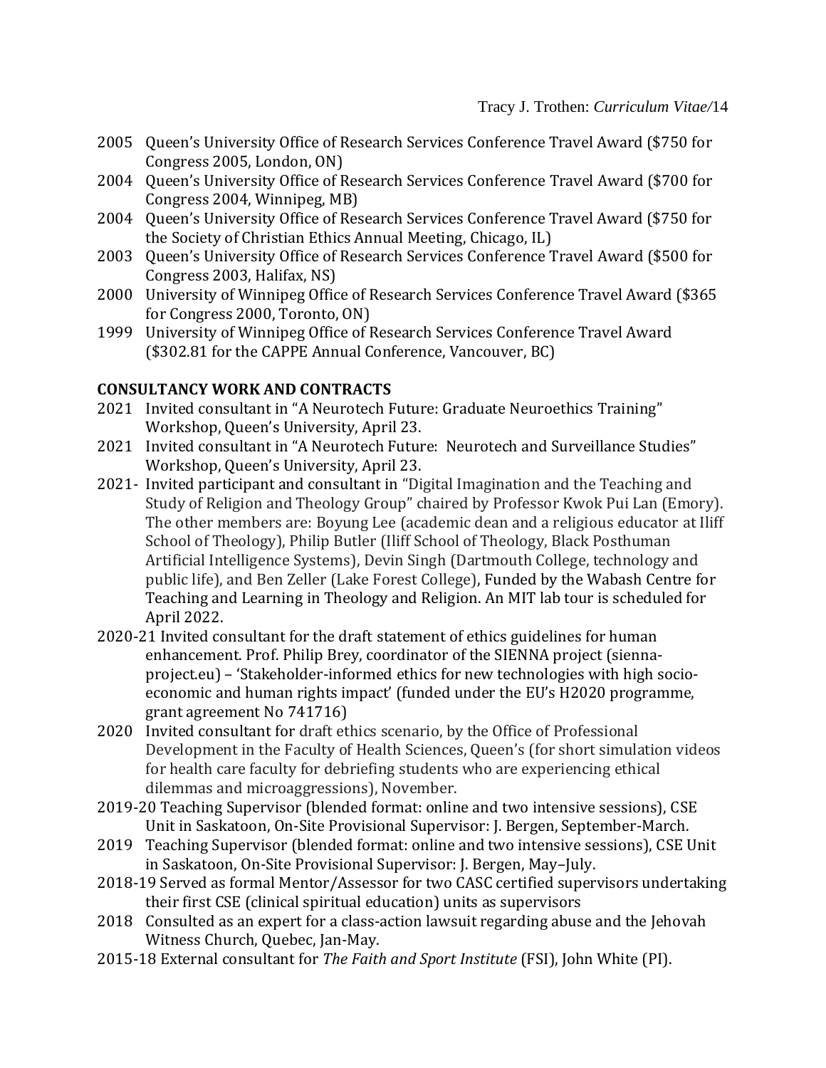2005 Queen's University Office of Research Services Conference Travel Award ($750 for Congress 2005, London, ON)

2004 Queen's University Office of Research Services Conference Travel Award ($700 for Congress 2004, Winnipeg, MB)

2004 Queen's University Office of Research Services Conference Travel Award ($750 for the Society of Christian Ethics Annual Meeting, Chicago, IL)

2003 Queen's University Office of Research Services Conference Travel Award ($500 for Congress 2003, Halifax, NS)

2000 University of Winnipeg Office of Research Services Conference Travel Award ($365 for Congress 2000, Toronto, ON)

1999 University of Winnipeg Office of Research Services Conference Travel Award ($302.81 for the CAPPE Annual Conference, Vancouver, BC)

**CONSULTANCY WORK AND CONTRACTS**

2021 Invited consultant in "A Neurotech Future: Graduate Neuroethics Training" Workshop, Queen's University, April 23.

2021 Invited consultant in "A Neurotech Future: Neurotech and Surveillance Studies" Workshop, Queen's University, April 23.

2021- Invited participant and consultant in "Digital Imagination and the Teaching and Study of Religion and Theology Group" chaired by Professor Kwok Pui Lan (Emory). The other members are: Boyung Lee (academic dean and a religious educator at Iliff School of Theology), Philip Butler (Iliff School of Theology, Black Posthuman Artificial Intelligence Systems), Devin Singh (Dartmouth College, technology and public life), and Ben Zeller (Lake Forest College), Funded by the Wabash Centre for Teaching and Learning in Theology and Religion. An MIT lab tour is scheduled for April 2022.

2020-21 Invited consultant for the draft statement of ethics guidelines for human enhancement. Prof. Philip Brey, coordinator of the SIENNA project (sienna-project.eu) – 'Stakeholder-informed ethics for new technologies with high socio-economic and human rights impact' (funded under the EU's H2020 programme, grant agreement No 741716)

2020 Invited consultant for draft ethics scenario, by the Office of Professional Development in the Faculty of Health Sciences, Queen's (for short simulation videos for health care faculty for debriefing students who are experiencing ethical dilemmas and microaggressions), November.

2019-20 Teaching Supervisor (blended format: online and two intensive sessions), CSE Unit in Saskatoon, On-Site Provisional Supervisor: J. Bergen, September-March.

2019 Teaching Supervisor (blended format: online and two intensive sessions), CSE Unit in Saskatoon, On-Site Provisional Supervisor: J. Bergen, May–July.

2018-19 Served as formal Mentor/Assessor for two CASC certified supervisors undertaking their first CSE (clinical spiritual education) units as supervisors

2018 Consulted as an expert for a class-action lawsuit regarding abuse and the Jehovah Witness Church, Quebec, Jan-May.

2015-18 External consultant for *The Faith and Sport Institute* (FSI), John White (PI).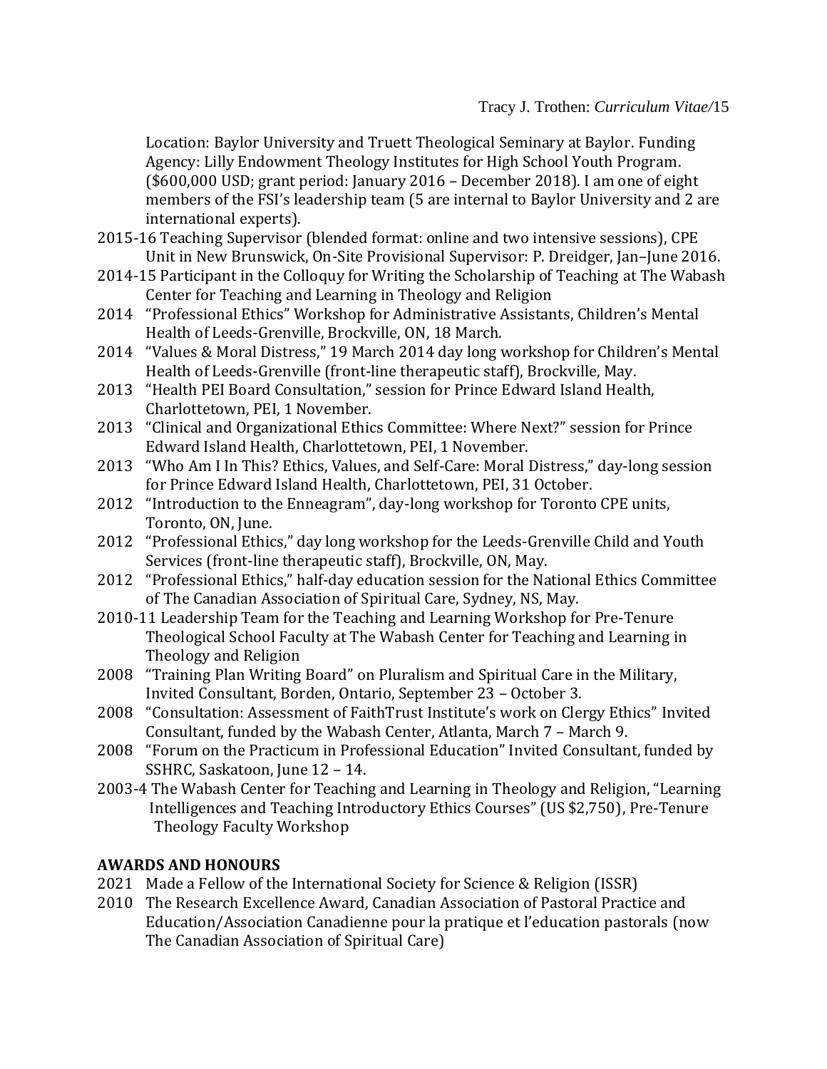Location: Baylor University and Truett Theological Seminary at Baylor. Funding Agency: Lilly Endowment Theology Institutes for High School Youth Program. ($600,000 USD; grant period: January 2016 – December 2018). I am one of eight members of the FSI's leadership team (5 are internal to Baylor University and 2 are international experts).

2015-16 Teaching Supervisor (blended format: online and two intensive sessions), CPE Unit in New Brunswick, On-Site Provisional Supervisor: P. Dreidger, Jan–June 2016.

2014-15 Participant in the Colloquy for Writing the Scholarship of Teaching at The Wabash Center for Teaching and Learning in Theology and Religion

2014 "Professional Ethics" Workshop for Administrative Assistants, Children's Mental Health of Leeds-Grenville, Brockville, ON, 18 March.

2014 "Values & Moral Distress," 19 March 2014 day long workshop for Children's Mental Health of Leeds-Grenville (front-line therapeutic staff), Brockville, May.

2013 "Health PEI Board Consultation," session for Prince Edward Island Health, Charlottetown, PEI, 1 November.

2013 "Clinical and Organizational Ethics Committee: Where Next?" session for Prince Edward Island Health, Charlottetown, PEI, 1 November.

2013 "Who Am I In This? Ethics, Values, and Self-Care: Moral Distress," day-long session for Prince Edward Island Health, Charlottetown, PEI, 31 October.

2012 "Introduction to the Enneagram", day-long workshop for Toronto CPE units, Toronto, ON, June.

2012 "Professional Ethics," day long workshop for the Leeds-Grenville Child and Youth Services (front-line therapeutic staff), Brockville, ON, May.

2012 "Professional Ethics," half-day education session for the National Ethics Committee of The Canadian Association of Spiritual Care, Sydney, NS, May.

2010-11 Leadership Team for the Teaching and Learning Workshop for Pre-Tenure Theological School Faculty at The Wabash Center for Teaching and Learning in Theology and Religion

2008 "Training Plan Writing Board" on Pluralism and Spiritual Care in the Military, Invited Consultant, Borden, Ontario, September 23 – October 3.

2008 "Consultation: Assessment of FaithTrust Institute's work on Clergy Ethics" Invited Consultant, funded by the Wabash Center, Atlanta, March 7 – March 9.

2008 "Forum on the Practicum in Professional Education" Invited Consultant, funded by SSHRC, Saskatoon, June 12 – 14.

2003-4 The Wabash Center for Teaching and Learning in Theology and Religion, "Learning Intelligences and Teaching Introductory Ethics Courses" (US $2,750), Pre-Tenure Theology Faculty Workshop

**AWARDS AND HONOURS**

2021 Made a Fellow of the International Society for Science & Religion (ISSR)

2010 The Research Excellence Award, Canadian Association of Pastoral Practice and Education/Association Canadienne pour la pratique et l'education pastorals (now The Canadian Association of Spiritual Care)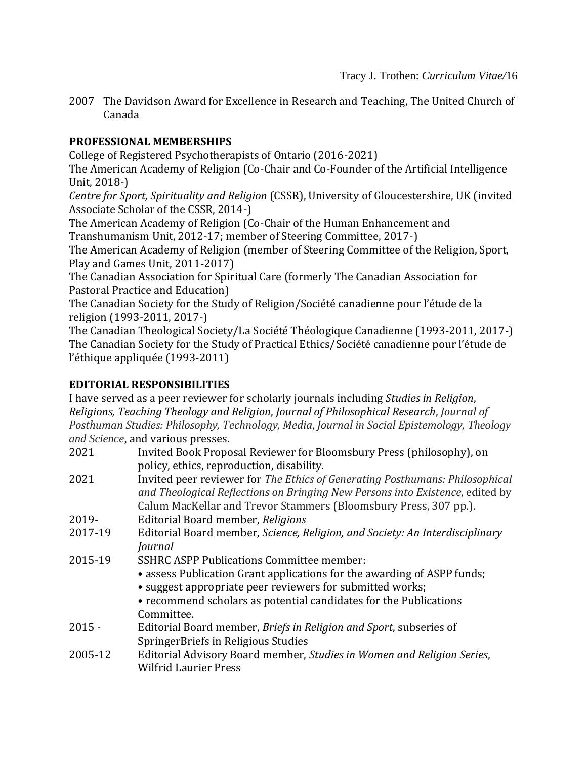2007 The Davidson Award for Excellence in Research and Teaching, The United Church of Canada

## PROFESSIONAL MEMBERSHIPS

College of Registered Psychotherapists of Ontario (2016-2021)
The American Academy of Religion (Co-Chair and Co-Founder of the Artificial Intelligence Unit, 2018-)
*Centre for Sport, Spirituality and Religion* (CSSR), University of Gloucestershire, UK (invited Associate Scholar of the CSSR, 2014-)
The American Academy of Religion (Co-Chair of the Human Enhancement and Transhumanism Unit, 2012-17; member of Steering Committee, 2017-)
The American Academy of Religion (member of Steering Committee of the Religion, Sport, Play and Games Unit, 2011-2017)
The Canadian Association for Spiritual Care (formerly The Canadian Association for Pastoral Practice and Education)
The Canadian Society for the Study of Religion/Société canadienne pour l'étude de la religion (1993-2011, 2017-)
The Canadian Theological Society/La Société Théologique Canadienne (1993-2011, 2017-)
The Canadian Society for the Study of Practical Ethics/Société canadienne pour l'étude de l'éthique appliquée (1993-2011)

## EDITORIAL RESPONSIBILITIES

I have served as a peer reviewer for scholarly journals including *Studies in Religion*, *Religions, Teaching Theology and Religion*, *Journal of Philosophical Research*, *Journal of Posthuman Studies: Philosophy, Technology, Media*, *Journal in Social Epistemology, Theology and Science*, and various presses.

2021 Invited Book Proposal Reviewer for Bloomsbury Press (philosophy), on policy, ethics, reproduction, disability.

2021 Invited peer reviewer for *The Ethics of Generating Posthumans: Philosophical and Theological Reflections on Bringing New Persons into Existence*, edited by Calum MacKellar and Trevor Stammers (Bloomsbury Press, 307 pp.).

2019- Editorial Board member, *Religions*

2017-19 Editorial Board member, *Science, Religion, and Society: An Interdisciplinary Journal*

2015-19 SSHRC ASPP Publications Committee member:
- assess Publication Grant applications for the awarding of ASPP funds;
- suggest appropriate peer reviewers for submitted works;
- recommend scholars as potential candidates for the Publications Committee.

2015 - Editorial Board member, *Briefs in Religion and Sport*, subseries of SpringerBriefs in Religious Studies

2005-12 Editorial Advisory Board member, *Studies in Women and Religion Series*, Wilfrid Laurier Press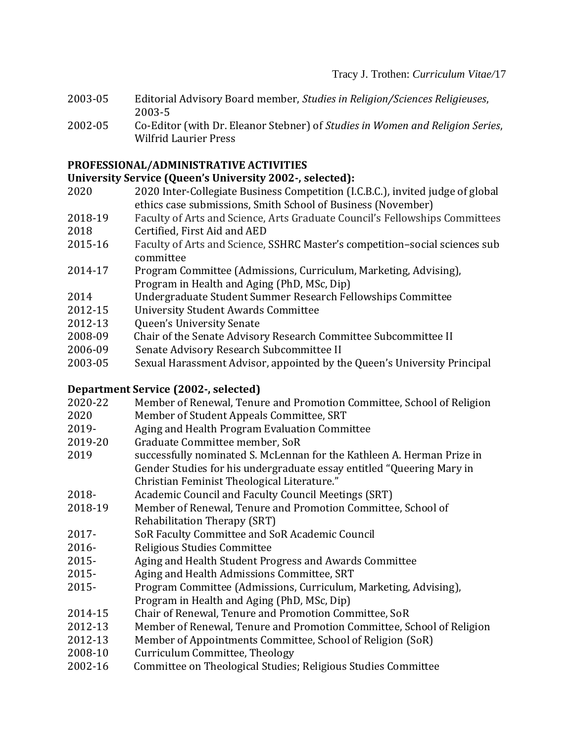2003-05 Editorial Advisory Board member, *Studies in Religion/Sciences Religieuses*, 2003-5

2002-05 Co-Editor (with Dr. Eleanor Stebner) of *Studies in Women and Religion Series*, Wilfrid Laurier Press

**PROFESSIONAL/ADMINISTRATIVE ACTIVITIES**

**University Service (Queen's University 2002-, selected):**

2020 2020 Inter-Collegiate Business Competition (I.C.B.C.), invited judge of global ethics case submissions, Smith School of Business (November)

2018-19 Faculty of Arts and Science, Arts Graduate Council's Fellowships Committees

2018 Certified, First Aid and AED

2015-16 Faculty of Arts and Science, SSHRC Master's competition–social sciences sub committee

2014-17 Program Committee (Admissions, Curriculum, Marketing, Advising), Program in Health and Aging (PhD, MSc, Dip)

2014 Undergraduate Student Summer Research Fellowships Committee

2012-15 University Student Awards Committee

2012-13 Queen's University Senate

2008-09 Chair of the Senate Advisory Research Committee Subcommittee II

2006-09 Senate Advisory Research Subcommittee II

2003-05 Sexual Harassment Advisor, appointed by the Queen's University Principal

**Department Service (2002-, selected)**

2020-22 Member of Renewal, Tenure and Promotion Committee, School of Religion

2020 Member of Student Appeals Committee, SRT

2019- Aging and Health Program Evaluation Committee

2019-20 Graduate Committee member, SoR

2019 successfully nominated S. McLennan for the Kathleen A. Herman Prize in Gender Studies for his undergraduate essay entitled "Queering Mary in Christian Feminist Theological Literature."

2018- Academic Council and Faculty Council Meetings (SRT)

2018-19 Member of Renewal, Tenure and Promotion Committee, School of Rehabilitation Therapy (SRT)

2017- SoR Faculty Committee and SoR Academic Council

2016- Religious Studies Committee

2015- Aging and Health Student Progress and Awards Committee

2015- Aging and Health Admissions Committee, SRT

2015- Program Committee (Admissions, Curriculum, Marketing, Advising), Program in Health and Aging (PhD, MSc, Dip)

2014-15 Chair of Renewal, Tenure and Promotion Committee, SoR

2012-13 Member of Renewal, Tenure and Promotion Committee, School of Religion

2012-13 Member of Appointments Committee, School of Religion (SoR)

2008-10 Curriculum Committee, Theology

2002-16 Committee on Theological Studies; Religious Studies Committee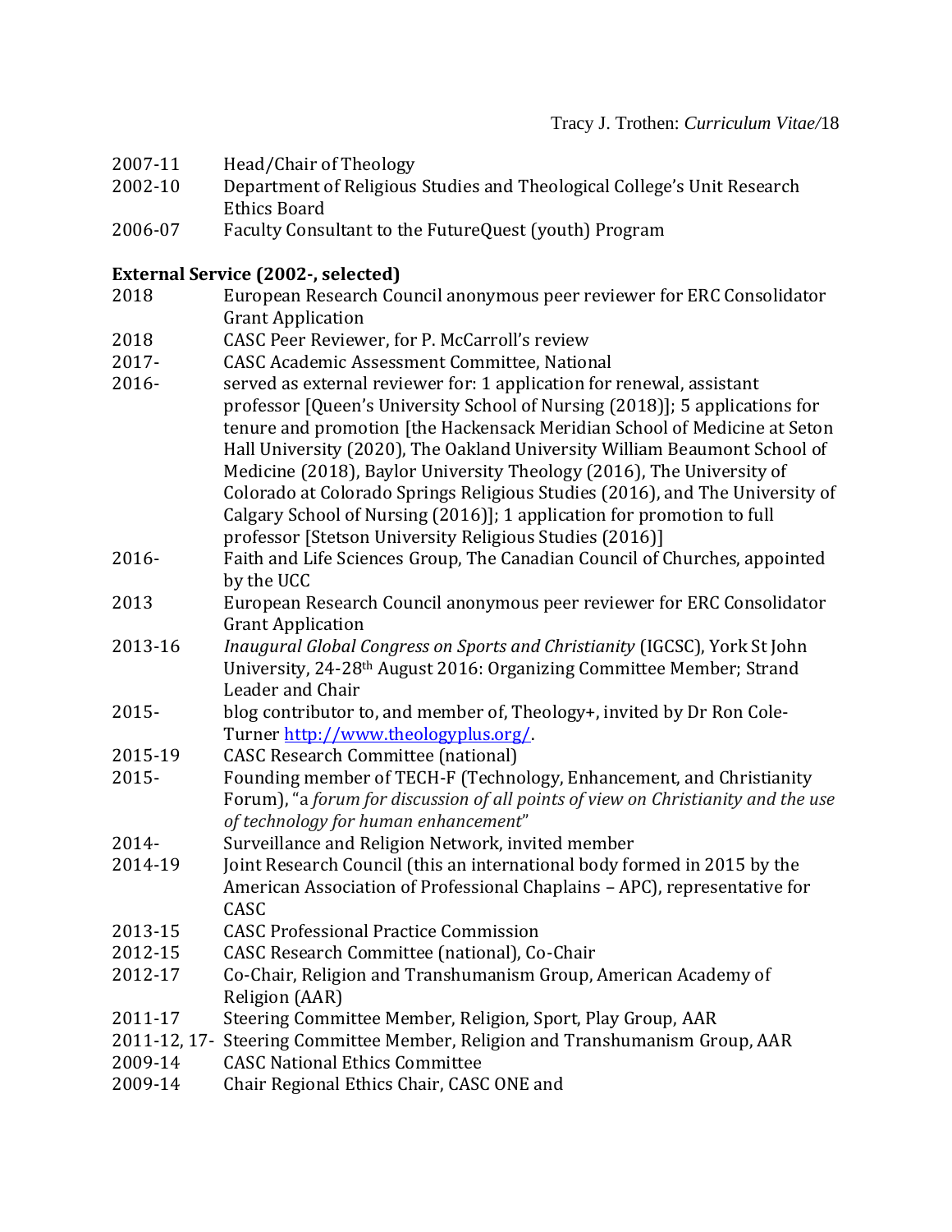2007-11 Head/Chair of Theology

2002-10 Department of Religious Studies and Theological College's Unit Research Ethics Board

2006-07 Faculty Consultant to the FutureQuest (youth) Program

**External Service (2002-, selected)**

2018 European Research Council anonymous peer reviewer for ERC Consolidator Grant Application

2018 CASC Peer Reviewer, for P. McCarroll's review

2017- CASC Academic Assessment Committee, National

2016- served as external reviewer for: 1 application for renewal, assistant professor [Queen's University School of Nursing (2018)]; 5 applications for tenure and promotion [the Hackensack Meridian School of Medicine at Seton Hall University (2020), The Oakland University William Beaumont School of Medicine (2018), Baylor University Theology (2016), The University of Colorado at Colorado Springs Religious Studies (2016), and The University of Calgary School of Nursing (2016)]; 1 application for promotion to full professor [Stetson University Religious Studies (2016)]

2016- Faith and Life Sciences Group, The Canadian Council of Churches, appointed by the UCC

2013 European Research Council anonymous peer reviewer for ERC Consolidator Grant Application

2013-16 *Inaugural Global Congress on Sports and Christianity* (IGCSC), York St John University, 24-28th August 2016: Organizing Committee Member; Strand Leader and Chair

2015- blog contributor to, and member of, Theology+, invited by Dr Ron Cole-Turner http://www.theologyplus.org/.

2015-19 CASC Research Committee (national)

2015- Founding member of TECH-F (Technology, Enhancement, and Christianity Forum), "a *forum for discussion of all points of view on Christianity and the use of technology for human enhancement*"

2014- Surveillance and Religion Network, invited member

2014-19 Joint Research Council (this an international body formed in 2015 by the American Association of Professional Chaplains – APC), representative for CASC

2013-15 CASC Professional Practice Commission

2012-15 CASC Research Committee (national), Co-Chair

2012-17 Co-Chair, Religion and Transhumanism Group, American Academy of Religion (AAR)

2011-17 Steering Committee Member, Religion, Sport, Play Group, AAR

2011-12, 17- Steering Committee Member, Religion and Transhumanism Group, AAR

2009-14 CASC National Ethics Committee

2009-14 Chair Regional Ethics Chair, CASC ONE and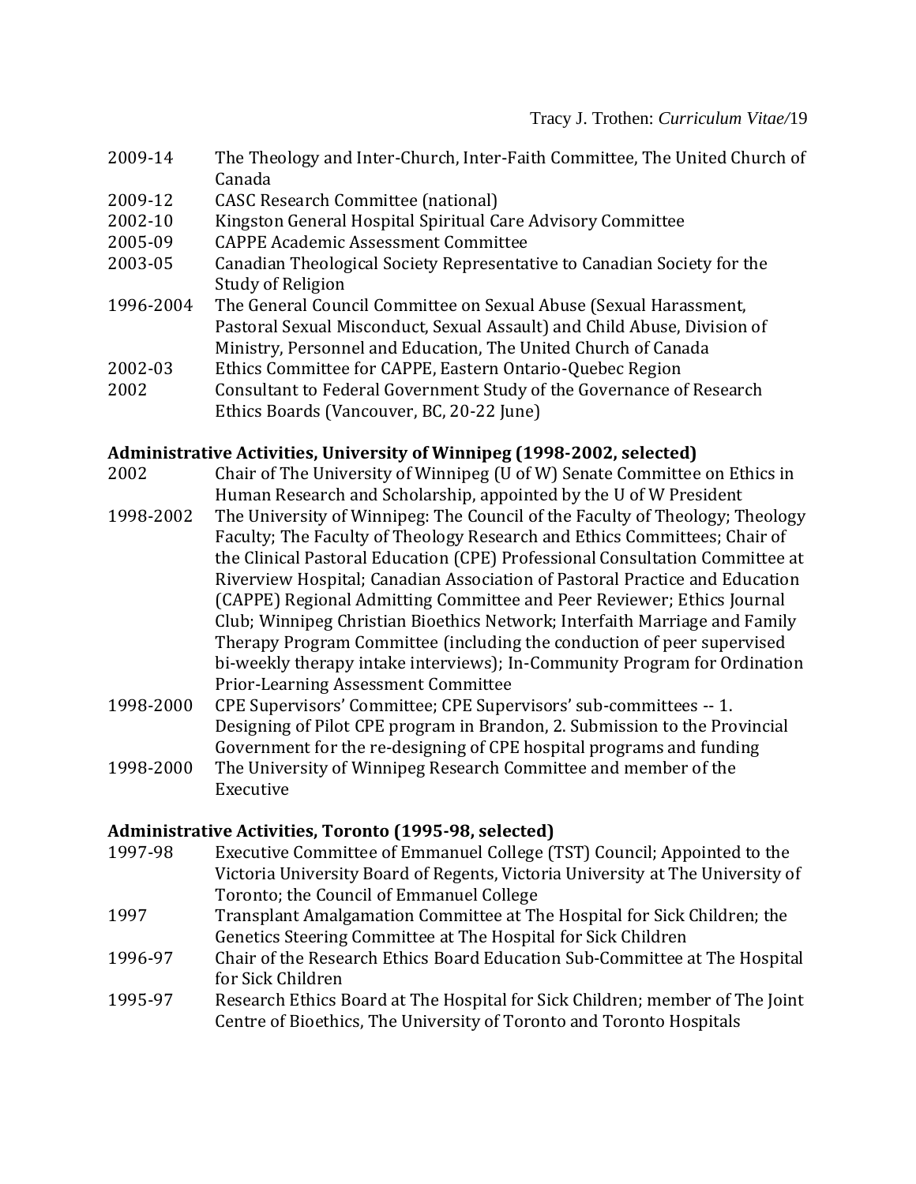2009-14 The Theology and Inter-Church, Inter-Faith Committee, The United Church of Canada

2009-12 CASC Research Committee (national)

2002-10 Kingston General Hospital Spiritual Care Advisory Committee

2005-09 CAPPE Academic Assessment Committee

2003-05 Canadian Theological Society Representative to Canadian Society for the Study of Religion

1996-2004 The General Council Committee on Sexual Abuse (Sexual Harassment, Pastoral Sexual Misconduct, Sexual Assault) and Child Abuse, Division of Ministry, Personnel and Education, The United Church of Canada

2002-03 Ethics Committee for CAPPE, Eastern Ontario-Quebec Region

2002 Consultant to Federal Government Study of the Governance of Research Ethics Boards (Vancouver, BC, 20-22 June)

**Administrative Activities, University of Winnipeg (1998-2002, selected)**

2002 Chair of The University of Winnipeg (U of W) Senate Committee on Ethics in Human Research and Scholarship, appointed by the U of W President

1998-2002 The University of Winnipeg: The Council of the Faculty of Theology; Theology Faculty; The Faculty of Theology Research and Ethics Committees; Chair of the Clinical Pastoral Education (CPE) Professional Consultation Committee at Riverview Hospital; Canadian Association of Pastoral Practice and Education (CAPPE) Regional Admitting Committee and Peer Reviewer; Ethics Journal Club; Winnipeg Christian Bioethics Network; Interfaith Marriage and Family Therapy Program Committee (including the conduction of peer supervised bi-weekly therapy intake interviews); In-Community Program for Ordination Prior-Learning Assessment Committee

1998-2000 CPE Supervisors' Committee; CPE Supervisors' sub-committees -- 1. Designing of Pilot CPE program in Brandon, 2. Submission to the Provincial Government for the re-designing of CPE hospital programs and funding

1998-2000 The University of Winnipeg Research Committee and member of the Executive

**Administrative Activities, Toronto (1995-98, selected)**

1997-98 Executive Committee of Emmanuel College (TST) Council; Appointed to the Victoria University Board of Regents, Victoria University at The University of Toronto; the Council of Emmanuel College

1997 Transplant Amalgamation Committee at The Hospital for Sick Children; the Genetics Steering Committee at The Hospital for Sick Children

1996-97 Chair of the Research Ethics Board Education Sub-Committee at The Hospital for Sick Children

1995-97 Research Ethics Board at The Hospital for Sick Children; member of The Joint Centre of Bioethics, The University of Toronto and Toronto Hospitals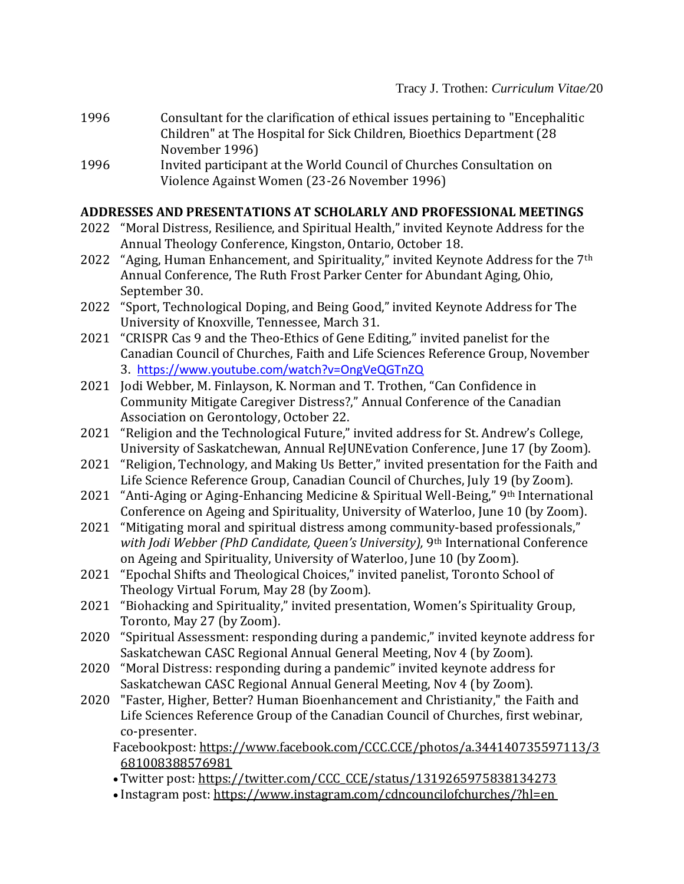1996 Consultant for the clarification of ethical issues pertaining to "Encephalitic Children" at The Hospital for Sick Children, Bioethics Department (28 November 1996)

1996 Invited participant at the World Council of Churches Consultation on Violence Against Women (23-26 November 1996)

**ADDRESSES AND PRESENTATIONS AT SCHOLARLY AND PROFESSIONAL MEETINGS**

2022 "Moral Distress, Resilience, and Spiritual Health," invited Keynote Address for the Annual Theology Conference, Kingston, Ontario, October 18.

2022 "Aging, Human Enhancement, and Spirituality," invited Keynote Address for the 7th Annual Conference, The Ruth Frost Parker Center for Abundant Aging, Ohio, September 30.

2022 "Sport, Technological Doping, and Being Good," invited Keynote Address for The University of Knoxville, Tennessee, March 31.

2021 "CRISPR Cas 9 and the Theo-Ethics of Gene Editing," invited panelist for the Canadian Council of Churches, Faith and Life Sciences Reference Group, November 3. https://www.youtube.com/watch?v=OngVeQGTnZQ

2021 Jodi Webber, M. Finlayson, K. Norman and T. Trothen, "Can Confidence in Community Mitigate Caregiver Distress?," Annual Conference of the Canadian Association on Gerontology, October 22.

2021 "Religion and the Technological Future," invited address for St. Andrew's College, University of Saskatchewan, Annual ReJUNEvation Conference, June 17 (by Zoom).

2021 "Religion, Technology, and Making Us Better," invited presentation for the Faith and Life Science Reference Group, Canadian Council of Churches, July 19 (by Zoom).

2021 "Anti-Aging or Aging-Enhancing Medicine & Spiritual Well-Being," 9th International Conference on Ageing and Spirituality, University of Waterloo, June 10 (by Zoom).

2021 "Mitigating moral and spiritual distress among community-based professionals," *with Jodi Webber (PhD Candidate, Queen's University),* 9th International Conference on Ageing and Spirituality, University of Waterloo, June 10 (by Zoom).

2021 "Epochal Shifts and Theological Choices," invited panelist, Toronto School of Theology Virtual Forum, May 28 (by Zoom).

2021 "Biohacking and Spirituality," invited presentation, Women's Spirituality Group, Toronto, May 27 (by Zoom).

2020 "Spiritual Assessment: responding during a pandemic," invited keynote address for Saskatchewan CASC Regional Annual General Meeting, Nov 4 (by Zoom).

2020 "Moral Distress: responding during a pandemic" invited keynote address for Saskatchewan CASC Regional Annual General Meeting, Nov 4 (by Zoom).

2020 "Faster, Higher, Better? Human Bioenhancement and Christianity," the Faith and Life Sciences Reference Group of the Canadian Council of Churches, first webinar, co-presenter.

Facebookpost: https://www.facebook.com/CCC.CCE/photos/a.344140735597113/3681008388576981

- Twitter post: https://twitter.com/CCC_CCE/status/1319265975838134273
- Instagram post: https://www.instagram.com/cdncouncilofchurches/?hl=en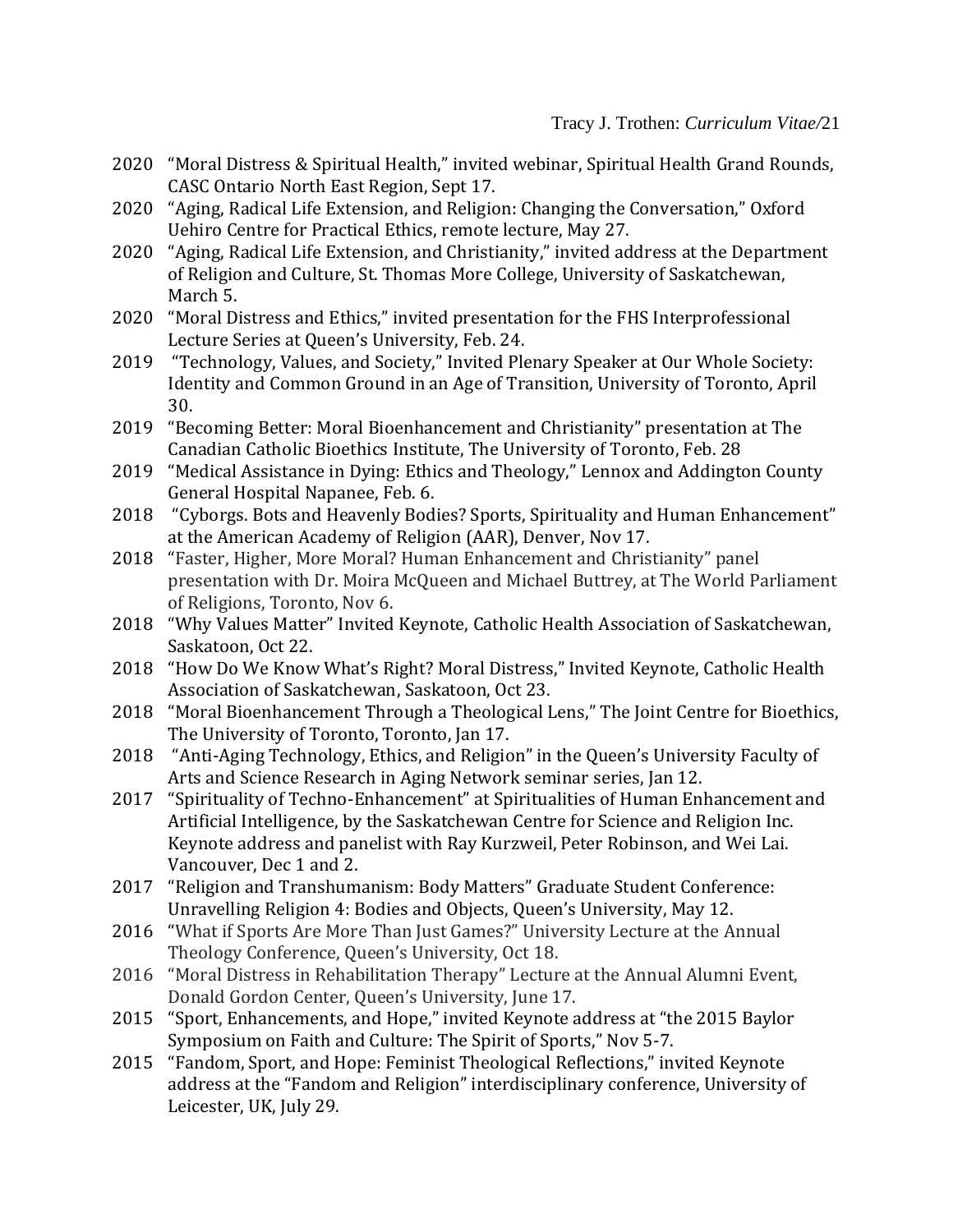2020 "Moral Distress & Spiritual Health," invited webinar, Spiritual Health Grand Rounds, CASC Ontario North East Region, Sept 17.

2020 "Aging, Radical Life Extension, and Religion: Changing the Conversation," Oxford Uehiro Centre for Practical Ethics, remote lecture, May 27.

2020 "Aging, Radical Life Extension, and Christianity," invited address at the Department of Religion and Culture, St. Thomas More College, University of Saskatchewan, March 5.

2020 "Moral Distress and Ethics," invited presentation for the FHS Interprofessional Lecture Series at Queen's University, Feb. 24.

2019 "Technology, Values, and Society," Invited Plenary Speaker at Our Whole Society: Identity and Common Ground in an Age of Transition, University of Toronto, April 30.

2019 "Becoming Better: Moral Bioenhancement and Christianity" presentation at The Canadian Catholic Bioethics Institute, The University of Toronto, Feb. 28

2019 "Medical Assistance in Dying: Ethics and Theology," Lennox and Addington County General Hospital Napanee, Feb. 6.

2018 "Cyborgs. Bots and Heavenly Bodies? Sports, Spirituality and Human Enhancement" at the American Academy of Religion (AAR), Denver, Nov 17.

2018 "Faster, Higher, More Moral? Human Enhancement and Christianity" panel presentation with Dr. Moira McQueen and Michael Buttrey, at The World Parliament of Religions, Toronto, Nov 6.

2018 "Why Values Matter" Invited Keynote, Catholic Health Association of Saskatchewan, Saskatoon, Oct 22.

2018 "How Do We Know What's Right? Moral Distress," Invited Keynote, Catholic Health Association of Saskatchewan, Saskatoon, Oct 23.

2018 "Moral Bioenhancement Through a Theological Lens," The Joint Centre for Bioethics, The University of Toronto, Toronto, Jan 17.

2018 "Anti-Aging Technology, Ethics, and Religion" in the Queen's University Faculty of Arts and Science Research in Aging Network seminar series, Jan 12.

2017 "Spirituality of Techno-Enhancement" at Spiritualities of Human Enhancement and Artificial Intelligence, by the Saskatchewan Centre for Science and Religion Inc. Keynote address and panelist with Ray Kurzweil, Peter Robinson, and Wei Lai. Vancouver, Dec 1 and 2.

2017 "Religion and Transhumanism: Body Matters" Graduate Student Conference: Unravelling Religion 4: Bodies and Objects, Queen's University, May 12.

2016 "What if Sports Are More Than Just Games?" University Lecture at the Annual Theology Conference, Queen's University, Oct 18.

2016 "Moral Distress in Rehabilitation Therapy" Lecture at the Annual Alumni Event, Donald Gordon Center, Queen's University, June 17.

2015 "Sport, Enhancements, and Hope," invited Keynote address at "the 2015 Baylor Symposium on Faith and Culture: The Spirit of Sports," Nov 5-7.

2015 "Fandom, Sport, and Hope: Feminist Theological Reflections," invited Keynote address at the "Fandom and Religion" interdisciplinary conference, University of Leicester, UK, July 29.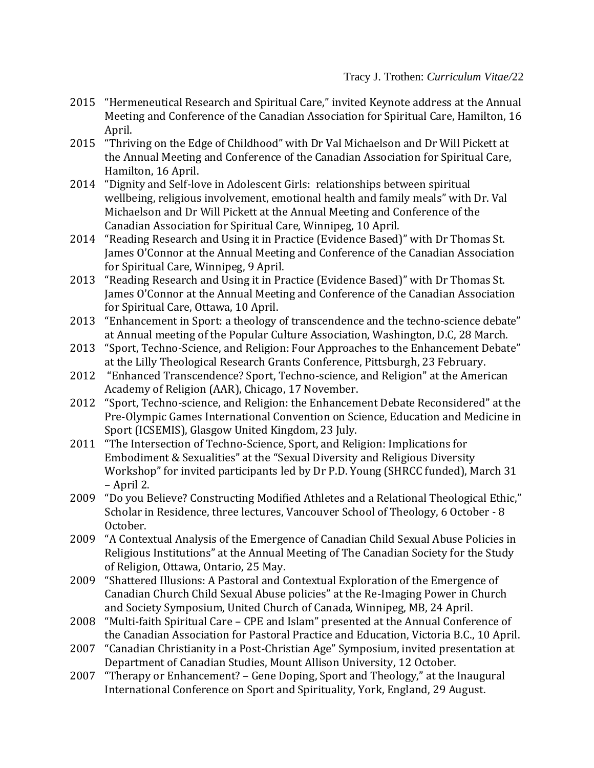2015 "Hermeneutical Research and Spiritual Care," invited Keynote address at the Annual Meeting and Conference of the Canadian Association for Spiritual Care, Hamilton, 16 April.

2015 "Thriving on the Edge of Childhood" with Dr Val Michaelson and Dr Will Pickett at the Annual Meeting and Conference of the Canadian Association for Spiritual Care, Hamilton, 16 April.

2014 "Dignity and Self-love in Adolescent Girls: relationships between spiritual wellbeing, religious involvement, emotional health and family meals" with Dr. Val Michaelson and Dr Will Pickett at the Annual Meeting and Conference of the Canadian Association for Spiritual Care, Winnipeg, 10 April.

2014 "Reading Research and Using it in Practice (Evidence Based)" with Dr Thomas St. James O'Connor at the Annual Meeting and Conference of the Canadian Association for Spiritual Care, Winnipeg, 9 April.

2013 "Reading Research and Using it in Practice (Evidence Based)" with Dr Thomas St. James O'Connor at the Annual Meeting and Conference of the Canadian Association for Spiritual Care, Ottawa, 10 April.

2013 "Enhancement in Sport: a theology of transcendence and the techno-science debate" at Annual meeting of the Popular Culture Association, Washington, D.C, 28 March.

2013 "Sport, Techno-Science, and Religion: Four Approaches to the Enhancement Debate" at the Lilly Theological Research Grants Conference, Pittsburgh, 23 February.

2012 "Enhanced Transcendence? Sport, Techno-science, and Religion" at the American Academy of Religion (AAR), Chicago, 17 November.

2012 "Sport, Techno-science, and Religion: the Enhancement Debate Reconsidered" at the Pre-Olympic Games International Convention on Science, Education and Medicine in Sport (ICSEMIS), Glasgow United Kingdom, 23 July.

2011 "The Intersection of Techno-Science, Sport, and Religion: Implications for Embodiment & Sexualities" at the "Sexual Diversity and Religious Diversity Workshop" for invited participants led by Dr P.D. Young (SHRCC funded), March 31 – April 2.

2009 "Do you Believe? Constructing Modified Athletes and a Relational Theological Ethic," Scholar in Residence, three lectures, Vancouver School of Theology, 6 October - 8 October.

2009 "A Contextual Analysis of the Emergence of Canadian Child Sexual Abuse Policies in Religious Institutions" at the Annual Meeting of The Canadian Society for the Study of Religion, Ottawa, Ontario, 25 May.

2009 "Shattered Illusions: A Pastoral and Contextual Exploration of the Emergence of Canadian Church Child Sexual Abuse policies" at the Re-Imaging Power in Church and Society Symposium, United Church of Canada, Winnipeg, MB, 24 April.

2008 "Multi-faith Spiritual Care – CPE and Islam" presented at the Annual Conference of the Canadian Association for Pastoral Practice and Education, Victoria B.C., 10 April.

2007 "Canadian Christianity in a Post-Christian Age" Symposium, invited presentation at Department of Canadian Studies, Mount Allison University, 12 October.

2007 "Therapy or Enhancement? – Gene Doping, Sport and Theology," at the Inaugural International Conference on Sport and Spirituality, York, England, 29 August.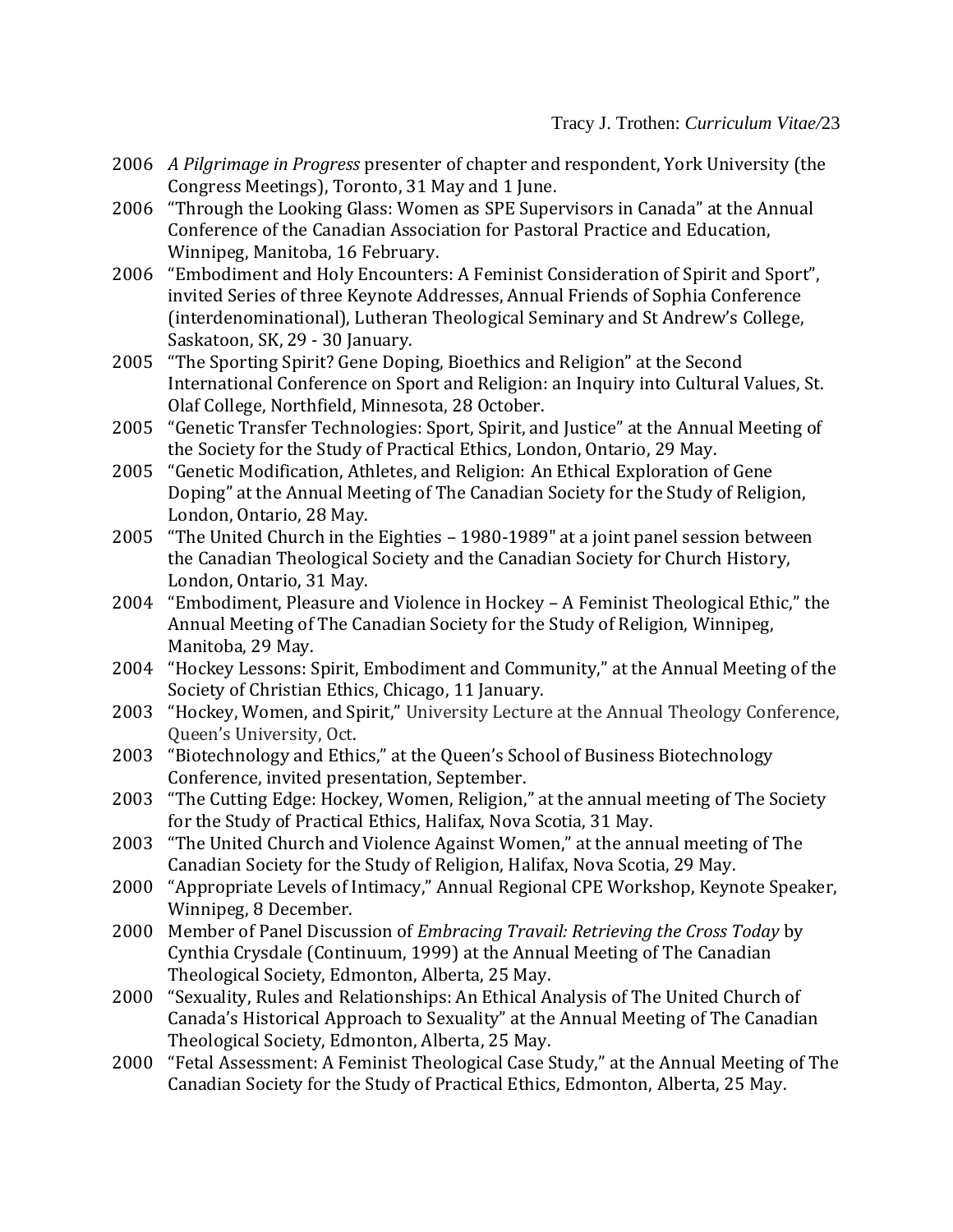2006 *A Pilgrimage in Progress* presenter of chapter and respondent, York University (the Congress Meetings), Toronto, 31 May and 1 June.

2006 "Through the Looking Glass: Women as SPE Supervisors in Canada" at the Annual Conference of the Canadian Association for Pastoral Practice and Education, Winnipeg, Manitoba, 16 February.

2006 "Embodiment and Holy Encounters: A Feminist Consideration of Spirit and Sport", invited Series of three Keynote Addresses, Annual Friends of Sophia Conference (interdenominational), Lutheran Theological Seminary and St Andrew's College, Saskatoon, SK, 29 - 30 January.

2005 "The Sporting Spirit? Gene Doping, Bioethics and Religion" at the Second International Conference on Sport and Religion: an Inquiry into Cultural Values, St. Olaf College, Northfield, Minnesota, 28 October.

2005 "Genetic Transfer Technologies: Sport, Spirit, and Justice" at the Annual Meeting of the Society for the Study of Practical Ethics, London, Ontario, 29 May.

2005 "Genetic Modification, Athletes, and Religion: An Ethical Exploration of Gene Doping" at the Annual Meeting of The Canadian Society for the Study of Religion, London, Ontario, 28 May.

2005 "The United Church in the Eighties – 1980-1989" at a joint panel session between the Canadian Theological Society and the Canadian Society for Church History, London, Ontario, 31 May.

2004 "Embodiment, Pleasure and Violence in Hockey – A Feminist Theological Ethic," the Annual Meeting of The Canadian Society for the Study of Religion, Winnipeg, Manitoba, 29 May.

2004 "Hockey Lessons: Spirit, Embodiment and Community," at the Annual Meeting of the Society of Christian Ethics, Chicago, 11 January.

2003 "Hockey, Women, and Spirit," University Lecture at the Annual Theology Conference, Queen's University, Oct.

2003 "Biotechnology and Ethics," at the Queen's School of Business Biotechnology Conference, invited presentation, September.

2003 "The Cutting Edge: Hockey, Women, Religion," at the annual meeting of The Society for the Study of Practical Ethics, Halifax, Nova Scotia, 31 May.

2003 "The United Church and Violence Against Women," at the annual meeting of The Canadian Society for the Study of Religion, Halifax, Nova Scotia, 29 May.

2000 "Appropriate Levels of Intimacy," Annual Regional CPE Workshop, Keynote Speaker, Winnipeg, 8 December.

2000 Member of Panel Discussion of *Embracing Travail: Retrieving the Cross Today* by Cynthia Crysdale (Continuum, 1999) at the Annual Meeting of The Canadian Theological Society, Edmonton, Alberta, 25 May.

2000 "Sexuality, Rules and Relationships: An Ethical Analysis of The United Church of Canada's Historical Approach to Sexuality" at the Annual Meeting of The Canadian Theological Society, Edmonton, Alberta, 25 May.

2000 "Fetal Assessment: A Feminist Theological Case Study," at the Annual Meeting of The Canadian Society for the Study of Practical Ethics, Edmonton, Alberta, 25 May.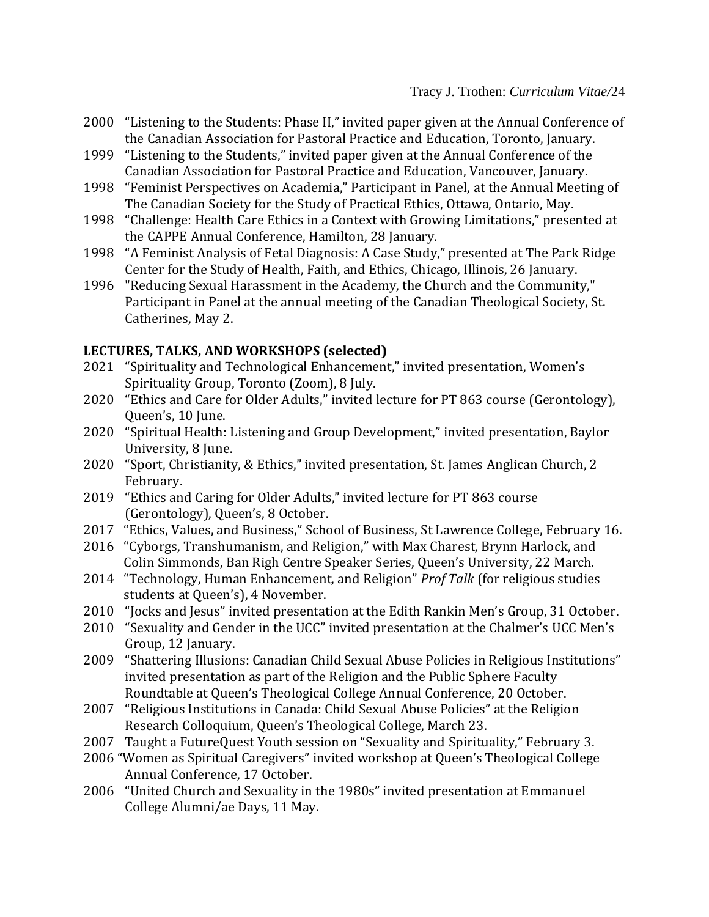2000 "Listening to the Students: Phase II," invited paper given at the Annual Conference of the Canadian Association for Pastoral Practice and Education, Toronto, January.

1999 "Listening to the Students," invited paper given at the Annual Conference of the Canadian Association for Pastoral Practice and Education, Vancouver, January.

1998 "Feminist Perspectives on Academia," Participant in Panel, at the Annual Meeting of The Canadian Society for the Study of Practical Ethics, Ottawa, Ontario, May.

1998 "Challenge: Health Care Ethics in a Context with Growing Limitations," presented at the CAPPE Annual Conference, Hamilton, 28 January.

1998 "A Feminist Analysis of Fetal Diagnosis: A Case Study," presented at The Park Ridge Center for the Study of Health, Faith, and Ethics, Chicago, Illinois, 26 January.

1996 "Reducing Sexual Harassment in the Academy, the Church and the Community," Participant in Panel at the annual meeting of the Canadian Theological Society, St. Catherines, May 2.

**LECTURES, TALKS, AND WORKSHOPS (selected)**

2021 "Spirituality and Technological Enhancement," invited presentation, Women's Spirituality Group, Toronto (Zoom), 8 July.

2020 "Ethics and Care for Older Adults," invited lecture for PT 863 course (Gerontology), Queen's, 10 June.

2020 "Spiritual Health: Listening and Group Development," invited presentation, Baylor University, 8 June.

2020 "Sport, Christianity, & Ethics," invited presentation, St. James Anglican Church, 2 February.

2019 "Ethics and Caring for Older Adults," invited lecture for PT 863 course (Gerontology), Queen's, 8 October.

2017 "Ethics, Values, and Business," School of Business, St Lawrence College, February 16.

2016 "Cyborgs, Transhumanism, and Religion," with Max Charest, Brynn Harlock, and Colin Simmonds, Ban Righ Centre Speaker Series, Queen's University, 22 March.

2014 "Technology, Human Enhancement, and Religion" *Prof Talk* (for religious studies students at Queen's), 4 November.

2010 "Jocks and Jesus" invited presentation at the Edith Rankin Men's Group, 31 October.

2010 "Sexuality and Gender in the UCC" invited presentation at the Chalmer's UCC Men's Group, 12 January.

2009 "Shattering Illusions: Canadian Child Sexual Abuse Policies in Religious Institutions" invited presentation as part of the Religion and the Public Sphere Faculty Roundtable at Queen's Theological College Annual Conference, 20 October.

2007 "Religious Institutions in Canada: Child Sexual Abuse Policies" at the Religion Research Colloquium, Queen's Theological College, March 23.

2007 Taught a FutureQuest Youth session on "Sexuality and Spirituality," February 3.

2006 "Women as Spiritual Caregivers" invited workshop at Queen's Theological College Annual Conference, 17 October.

2006 "United Church and Sexuality in the 1980s" invited presentation at Emmanuel College Alumni/ae Days, 11 May.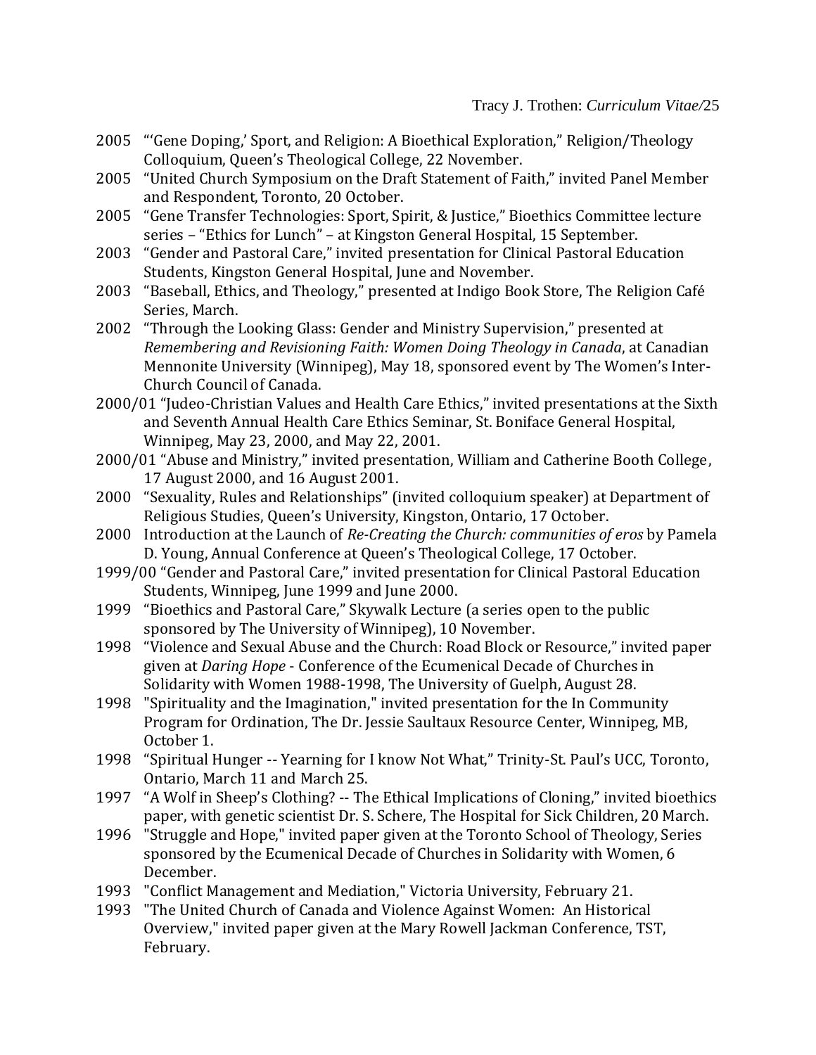2005 "'Gene Doping,' Sport, and Religion: A Bioethical Exploration," Religion/Theology Colloquium, Queen's Theological College, 22 November.

2005 "United Church Symposium on the Draft Statement of Faith," invited Panel Member and Respondent, Toronto, 20 October.

2005 "Gene Transfer Technologies: Sport, Spirit, & Justice," Bioethics Committee lecture series – "Ethics for Lunch" – at Kingston General Hospital, 15 September.

2003 "Gender and Pastoral Care," invited presentation for Clinical Pastoral Education Students, Kingston General Hospital, June and November.

2003 "Baseball, Ethics, and Theology," presented at Indigo Book Store, The Religion Café Series, March.

2002 "Through the Looking Glass: Gender and Ministry Supervision," presented at *Remembering and Revisioning Faith: Women Doing Theology in Canada*, at Canadian Mennonite University (Winnipeg), May 18, sponsored event by The Women's Inter-Church Council of Canada.

2000/01 "Judeo-Christian Values and Health Care Ethics," invited presentations at the Sixth and Seventh Annual Health Care Ethics Seminar, St. Boniface General Hospital, Winnipeg, May 23, 2000, and May 22, 2001.

2000/01 "Abuse and Ministry," invited presentation, William and Catherine Booth College, 17 August 2000, and 16 August 2001.

2000 "Sexuality, Rules and Relationships" (invited colloquium speaker) at Department of Religious Studies, Queen's University, Kingston, Ontario, 17 October.

2000 Introduction at the Launch of *Re-Creating the Church: communities of eros* by Pamela D. Young, Annual Conference at Queen's Theological College, 17 October.

1999/00 "Gender and Pastoral Care," invited presentation for Clinical Pastoral Education Students, Winnipeg, June 1999 and June 2000.

1999 "Bioethics and Pastoral Care," Skywalk Lecture (a series open to the public sponsored by The University of Winnipeg), 10 November.

1998 "Violence and Sexual Abuse and the Church: Road Block or Resource," invited paper given at *Daring Hope* - Conference of the Ecumenical Decade of Churches in Solidarity with Women 1988-1998, The University of Guelph, August 28.

1998 "Spirituality and the Imagination," invited presentation for the In Community Program for Ordination, The Dr. Jessie Saultaux Resource Center, Winnipeg, MB, October 1.

1998 "Spiritual Hunger -- Yearning for I know Not What," Trinity-St. Paul's UCC, Toronto, Ontario, March 11 and March 25.

1997 "A Wolf in Sheep's Clothing? -- The Ethical Implications of Cloning," invited bioethics paper, with genetic scientist Dr. S. Schere, The Hospital for Sick Children, 20 March.

1996 "Struggle and Hope," invited paper given at the Toronto School of Theology, Series sponsored by the Ecumenical Decade of Churches in Solidarity with Women, 6 December.

1993 "Conflict Management and Mediation," Victoria University, February 21.

1993 "The United Church of Canada and Violence Against Women: An Historical Overview," invited paper given at the Mary Rowell Jackman Conference, TST, February.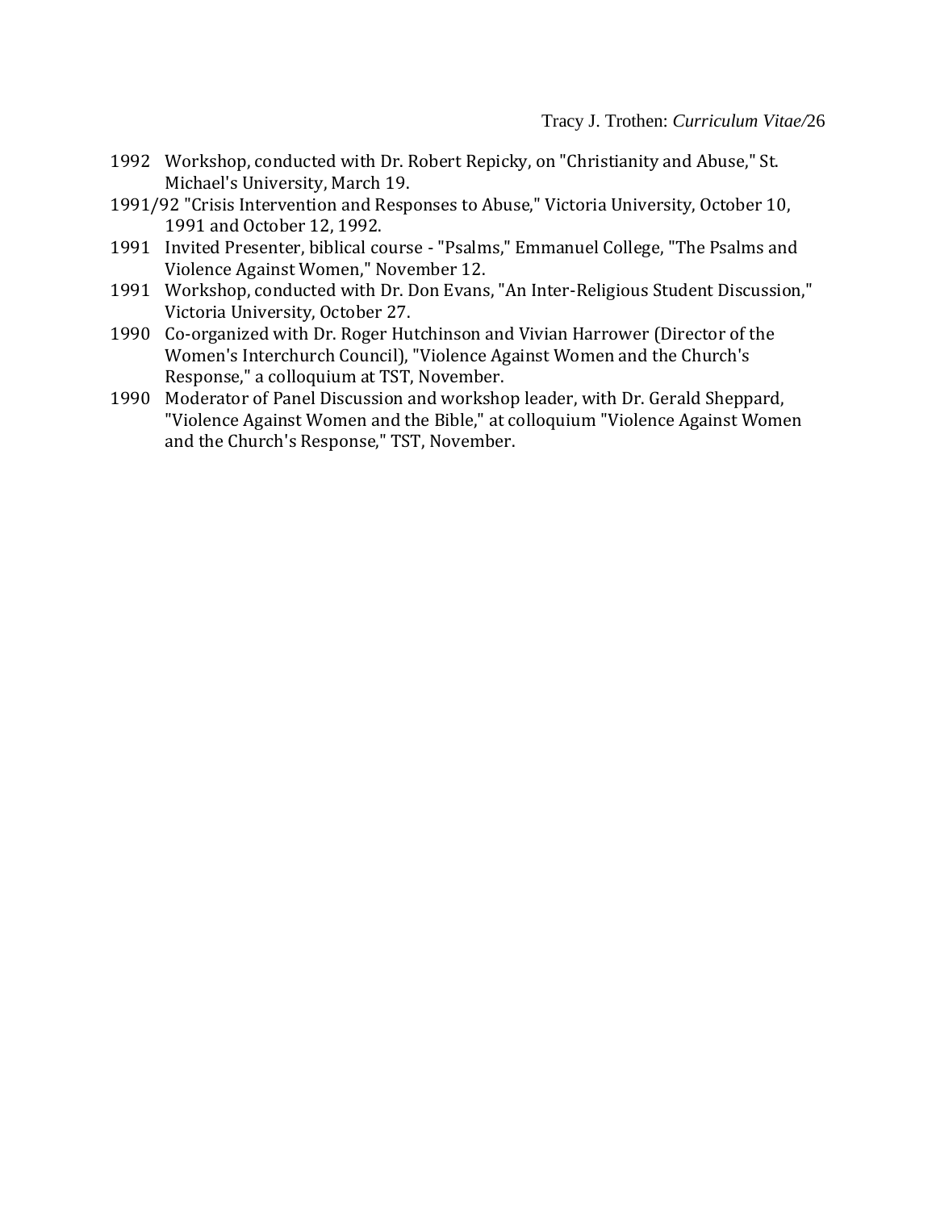1992 Workshop, conducted with Dr. Robert Repicky, on "Christianity and Abuse," St. Michael's University, March 19.

1991/92 "Crisis Intervention and Responses to Abuse," Victoria University, October 10, 1991 and October 12, 1992.

1991 Invited Presenter, biblical course - "Psalms," Emmanuel College, "The Psalms and Violence Against Women," November 12.

1991 Workshop, conducted with Dr. Don Evans, "An Inter-Religious Student Discussion," Victoria University, October 27.

1990 Co-organized with Dr. Roger Hutchinson and Vivian Harrower (Director of the Women's Interchurch Council), "Violence Against Women and the Church's Response," a colloquium at TST, November.

1990 Moderator of Panel Discussion and workshop leader, with Dr. Gerald Sheppard, "Violence Against Women and the Bible," at colloquium "Violence Against Women and the Church's Response," TST, November.